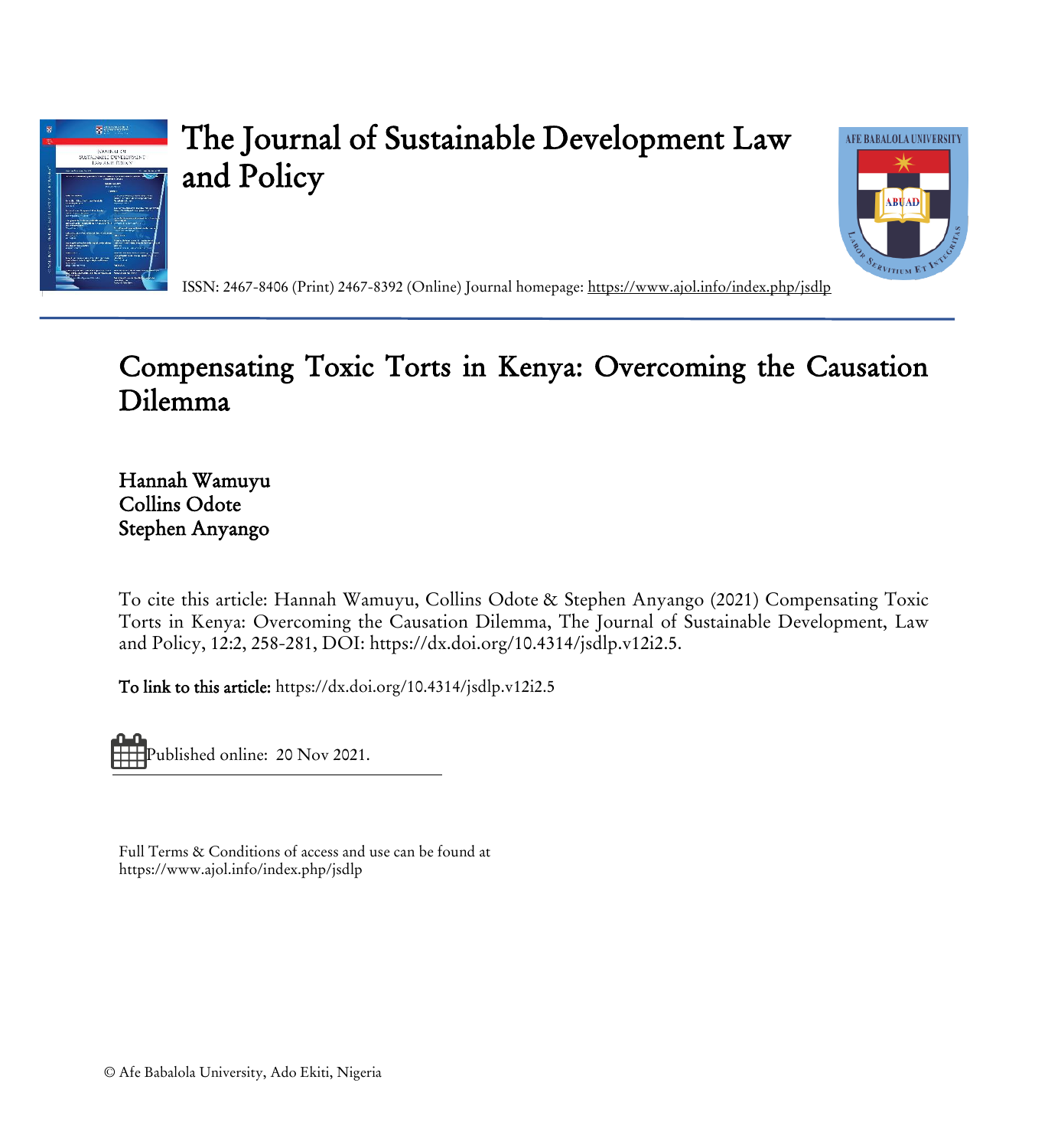# The Journal of Sustainable Development Law and Policy

ISSN: 2467-8406 (Print) 2467-8392 (Online) Journal homepage: https://www.ajol.info/index.php/jsdlp

## Compensating Toxic Torts in Kenya: Overcoming the Causation Dilemma

Hannah Wamuyu
Collins Odote
Stephen Anyango

To cite this article: Hannah Wamuyu, Collins Odote & Stephen Anyango (2021) Compensating Toxic Torts in Kenya: Overcoming the Causation Dilemma, The Journal of Sustainable Development, Law and Policy, 12:2, 258-281, DOI: https://dx.doi.org/10.4314/jsdlp.v12i2.5.

To link to this article: https://dx.doi.org/10.4314/jsdlp.v12i2.5

Published online: 20 Nov 2021.

Full Terms & Conditions of access and use can be found at https://www.ajol.info/index.php/jsdlp

© Afe Babalola University, Ado Ekiti, Nigeria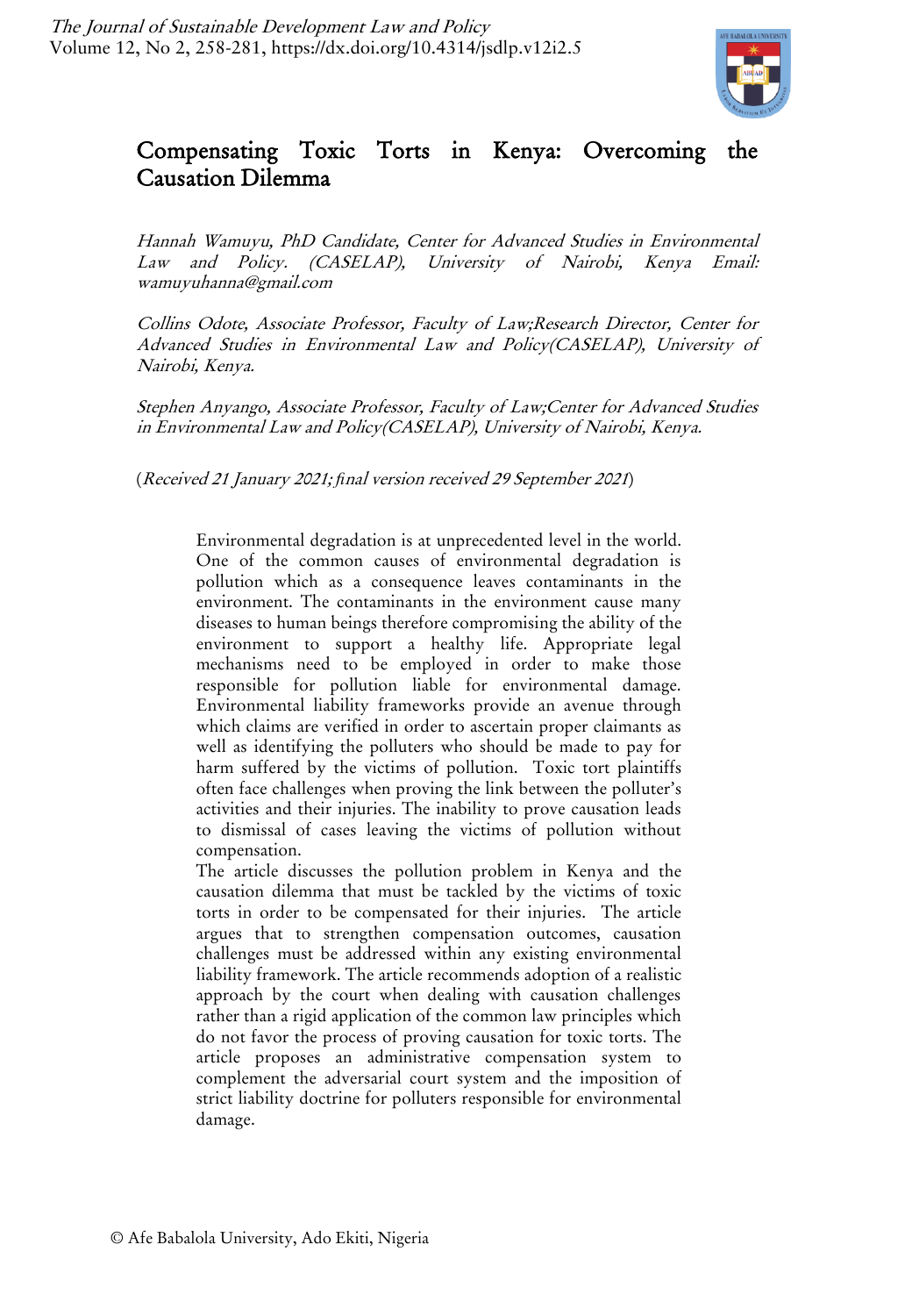# Compensating Toxic Torts in Kenya: Overcoming the Causation Dilemma

*Hannah Wamuyu, PhD Candidate, Center for Advanced Studies in Environmental Law and Policy. (CASELAP), University of Nairobi, Kenya Email: wamuyuhanna@gmail.com*

*Collins Odote, Associate Professor, Faculty of Law;Research Director, Center for Advanced Studies in Environmental Law and Policy(CASELAP), University of Nairobi, Kenya.*

*Stephen Anyango, Associate Professor, Faculty of Law;Center for Advanced Studies in Environmental Law and Policy(CASELAP), University of Nairobi, Kenya.*

(*Received 21 January 2021; final version received 29 September 2021*)

Environmental degradation is at unprecedented level in the world. One of the common causes of environmental degradation is pollution which as a consequence leaves contaminants in the environment. The contaminants in the environment cause many diseases to human beings therefore compromising the ability of the environment to support a healthy life. Appropriate legal mechanisms need to be employed in order to make those responsible for pollution liable for environmental damage. Environmental liability frameworks provide an avenue through which claims are verified in order to ascertain proper claimants as well as identifying the polluters who should be made to pay for harm suffered by the victims of pollution. Toxic tort plaintiffs often face challenges when proving the link between the polluter's activities and their injuries. The inability to prove causation leads to dismissal of cases leaving the victims of pollution without compensation.

The article discusses the pollution problem in Kenya and the causation dilemma that must be tackled by the victims of toxic torts in order to be compensated for their injuries. The article argues that to strengthen compensation outcomes, causation challenges must be addressed within any existing environmental liability framework. The article recommends adoption of a realistic approach by the court when dealing with causation challenges rather than a rigid application of the common law principles which do not favor the process of proving causation for toxic torts. The article proposes an administrative compensation system to complement the adversarial court system and the imposition of strict liability doctrine for polluters responsible for environmental damage.

© Afe Babalola University, Ado Ekiti, Nigeria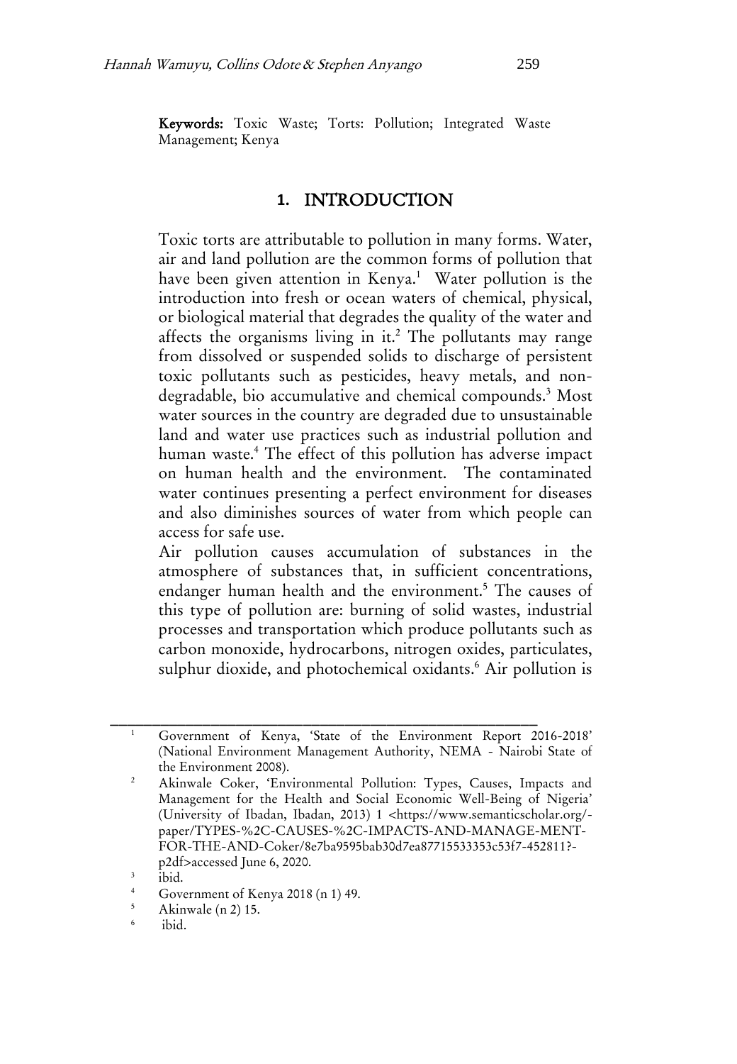**Keywords:** Toxic Waste; Torts: Pollution; Integrated Waste Management; Kenya

## 1. INTRODUCTION

Toxic torts are attributable to pollution in many forms. Water, air and land pollution are the common forms of pollution that have been given attention in Kenya.[1] Water pollution is the introduction into fresh or ocean waters of chemical, physical, or biological material that degrades the quality of the water and affects the organisms living in it.[2] The pollutants may range from dissolved or suspended solids to discharge of persistent toxic pollutants such as pesticides, heavy metals, and non-degradable, bio accumulative and chemical compounds.[3] Most water sources in the country are degraded due to unsustainable land and water use practices such as industrial pollution and human waste.[4] The effect of this pollution has adverse impact on human health and the environment. The contaminated water continues presenting a perfect environment for diseases and also diminishes sources of water from which people can access for safe use.

Air pollution causes accumulation of substances in the atmosphere of substances that, in sufficient concentrations, endanger human health and the environment.[5] The causes of this type of pollution are: burning of solid wastes, industrial processes and transportation which produce pollutants such as carbon monoxide, hydrocarbons, nitrogen oxides, particulates, sulphur dioxide, and photochemical oxidants.[6] Air pollution is

---

[1] Government of Kenya, 'State of the Environment Report 2016-2018' (National Environment Management Authority, NEMA - Nairobi State of the Environment 2008).

[2] Akinwale Coker, 'Environmental Pollution: Types, Causes, Impacts and Management for the Health and Social Economic Well-Being of Nigeria' (University of Ibadan, Ibadan, 2013) 1 <https://www.semanticscholar.org/-paper/TYPES-%2C-CAUSES-%2C-IMPACTS-AND-MANAGE-MENT-FOR-THE-AND-Coker/8e7ba9595bab30d7ea87715533353c53f7-452811?-p2df>accessed June 6, 2020.

[3] ibid.

[4] Government of Kenya 2018 (n 1) 49.

[5] Akinwale (n 2) 15.

[6] ibid.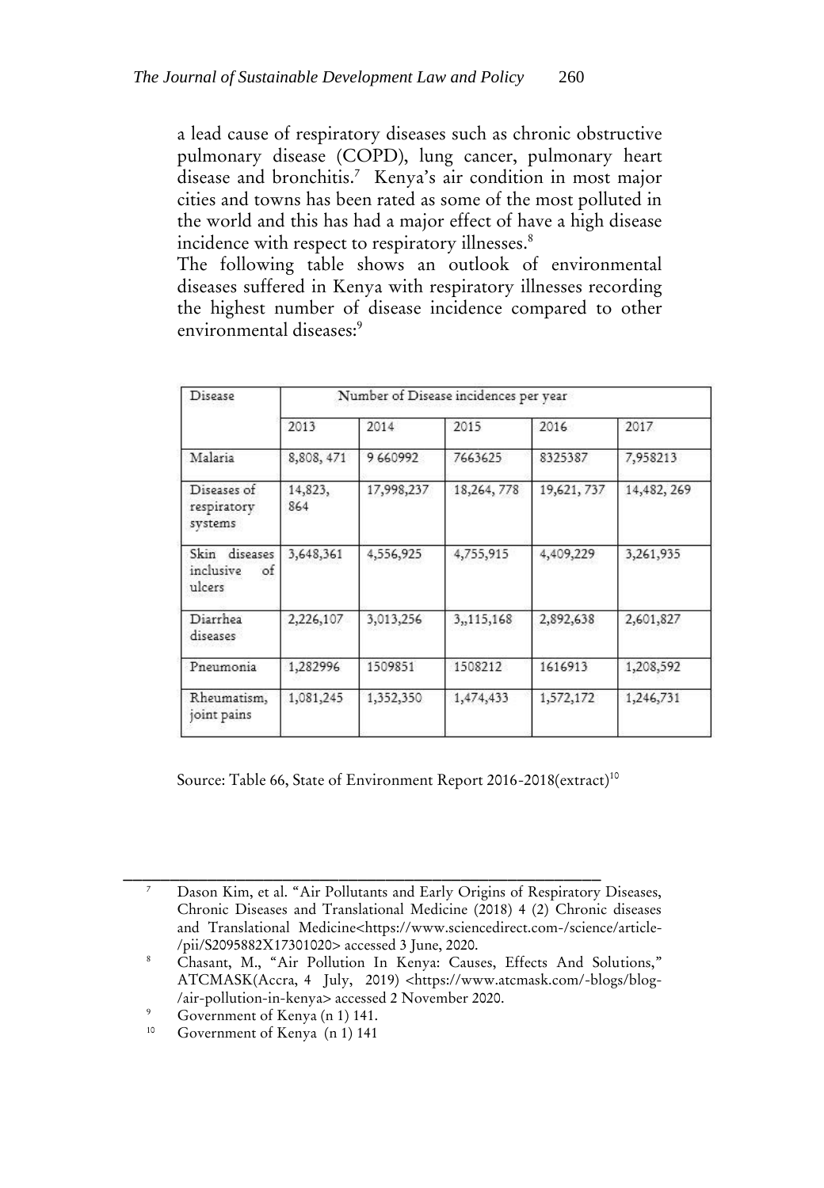a lead cause of respiratory diseases such as chronic obstructive pulmonary disease (COPD), lung cancer, pulmonary heart disease and bronchitis.[7] Kenya's air condition in most major cities and towns has been rated as some of the most polluted in the world and this has had a major effect of have a high disease incidence with respect to respiratory illnesses.[8]

The following table shows an outlook of environmental diseases suffered in Kenya with respiratory illnesses recording the highest number of disease incidence compared to other environmental diseases:[9]

| Disease | Number of Disease incidences per year | | | | |
|---|---|---|---|---|---|
| | 2013 | 2014 | 2015 | 2016 | 2017 |
| Malaria | 8,808, 471 | 9 660992 | 7663625 | 8325387 | 7,958213 |
| Diseases of respiratory systems | 14,823, 864 | 17,998,237 | 18,264, 778 | 19,621, 737 | 14,482, 269 |
| Skin diseases inclusive of ulcers | 3,648,361 | 4,556,925 | 4,755,915 | 4,409,229 | 3,261,935 |
| Diarrhea diseases | 2,226,107 | 3,013,256 | 3,,115,168 | 2,892,638 | 2,601,827 |
| Pneumonia | 1,282996 | 1509851 | 1508212 | 1616913 | 1,208,592 |
| Rheumatism, joint pains | 1,081,245 | 1,352,350 | 1,474,433 | 1,572,172 | 1,246,731 |

Source: Table 66, State of Environment Report 2016-2018(extract)[10]

---

[7] Dason Kim, et al. "Air Pollutants and Early Origins of Respiratory Diseases, Chronic Diseases and Translational Medicine (2018) 4 (2) Chronic diseases and Translational Medicine<https://www.sciencedirect.com-/science/article-/pii/S2095882X17301020> accessed 3 June, 2020.

[8] Chasant, M., "Air Pollution In Kenya: Causes, Effects And Solutions," ATCMASK(Accra, 4 July, 2019) <https://www.atcmask.com/-blogs/blog-/air-pollution-in-kenya> accessed 2 November 2020.

[9] Government of Kenya (n 1) 141.

[10] Government of Kenya (n 1) 141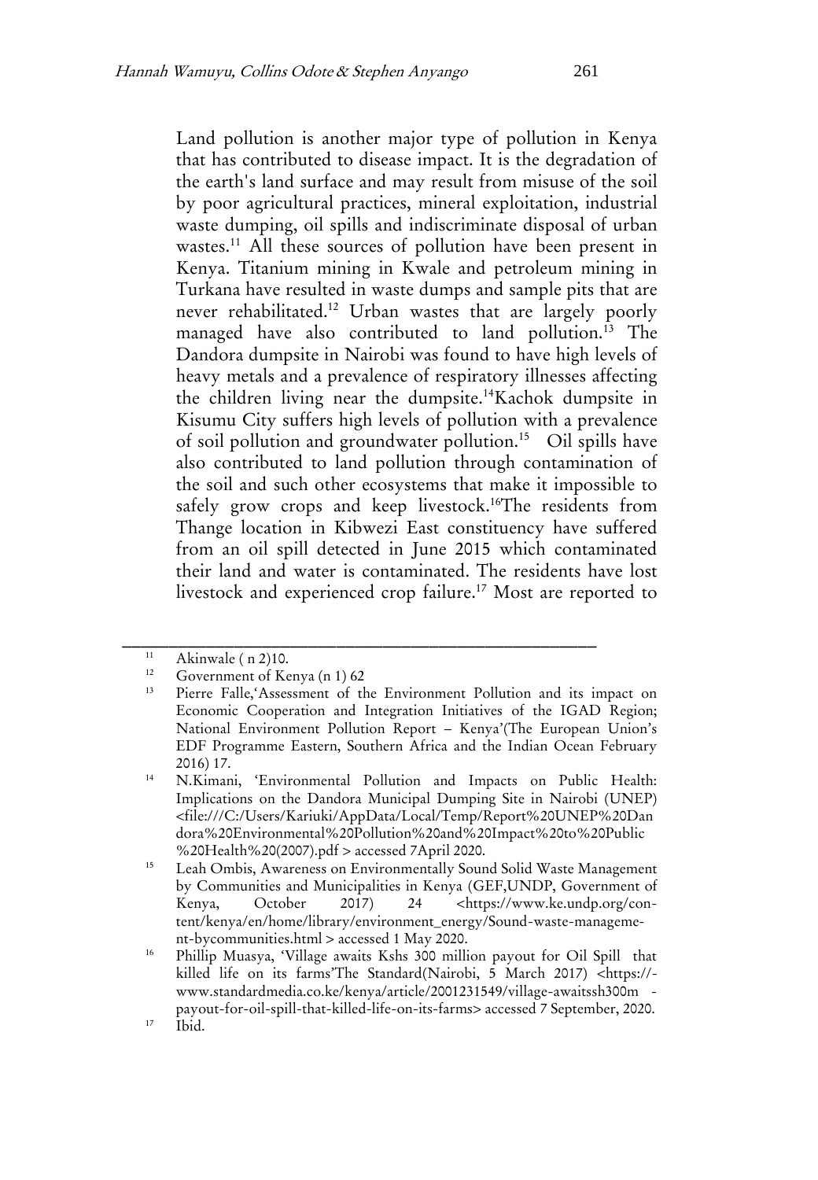Land pollution is another major type of pollution in Kenya that has contributed to disease impact. It is the degradation of the earth's land surface and may result from misuse of the soil by poor agricultural practices, mineral exploitation, industrial waste dumping, oil spills and indiscriminate disposal of urban wastes.[11] All these sources of pollution have been present in Kenya. Titanium mining in Kwale and petroleum mining in Turkana have resulted in waste dumps and sample pits that are never rehabilitated.[12] Urban wastes that are largely poorly managed have also contributed to land pollution.[13] The Dandora dumpsite in Nairobi was found to have high levels of heavy metals and a prevalence of respiratory illnesses affecting the children living near the dumpsite.[14]Kachok dumpsite in Kisumu City suffers high levels of pollution with a prevalence of soil pollution and groundwater pollution.[15] Oil spills have also contributed to land pollution through contamination of the soil and such other ecosystems that make it impossible to safely grow crops and keep livestock.[16]The residents from Thange location in Kibwezi East constituency have suffered from an oil spill detected in June 2015 which contaminated their land and water is contaminated. The residents have lost livestock and experienced crop failure.[17] Most are reported to

---

[11] Akinwale ( n 2)10.

[12] Government of Kenya (n 1) 62

[13] Pierre Falle,'Assessment of the Environment Pollution and its impact on Economic Cooperation and Integration Initiatives of the IGAD Region; National Environment Pollution Report – Kenya'(The European Union's EDF Programme Eastern, Southern Africa and the Indian Ocean February 2016) 17.

[14] N.Kimani, 'Environmental Pollution and Impacts on Public Health: Implications on the Dandora Municipal Dumping Site in Nairobi (UNEP) <file:///C:/Users/Kariuki/AppData/Local/Temp/Report%20UNEP%20Dandora%20Environmental%20Pollution%20and%20Impact%20to%20Public%20Health%20(2007).pdf > accessed 7April 2020.

[15] Leah Ombis, Awareness on Environmentally Sound Solid Waste Management by Communities and Municipalities in Kenya (GEF,UNDP, Government of Kenya, October 2017) 24 <https://www.ke.undp.org/content/kenya/en/home/library/environment_energy/Sound-waste-management-bycommunities.html > accessed 1 May 2020.

[16] Phillip Muasya, 'Village awaits Kshs 300 million payout for Oil Spill that killed life on its farms'The Standard(Nairobi, 5 March 2017) <https://www.standardmedia.co.ke/kenya/article/2001231549/village-awaitssh300m-payout-for-oil-spill-that-killed-life-on-its-farms> accessed 7 September, 2020.

[17] Ibid.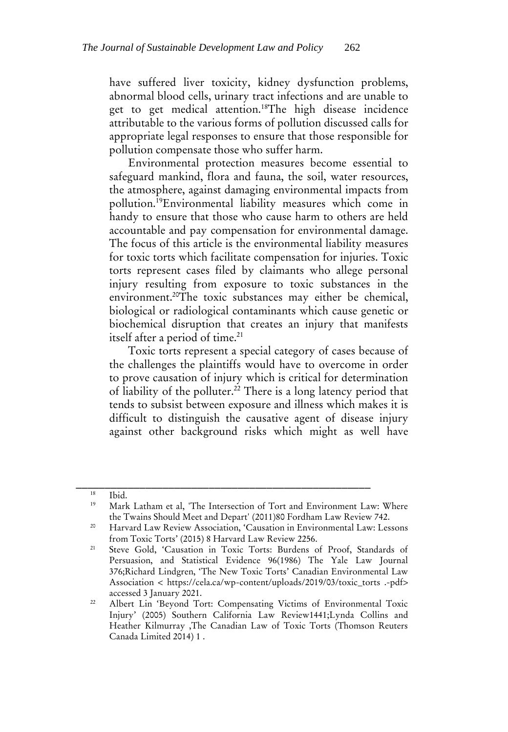have suffered liver toxicity, kidney dysfunction problems, abnormal blood cells, urinary tract infections and are unable to get to get medical attention.[18]The high disease incidence attributable to the various forms of pollution discussed calls for appropriate legal responses to ensure that those responsible for pollution compensate those who suffer harm.

Environmental protection measures become essential to safeguard mankind, flora and fauna, the soil, water resources, the atmosphere, against damaging environmental impacts from pollution.[19]Environmental liability measures which come in handy to ensure that those who cause harm to others are held accountable and pay compensation for environmental damage. The focus of this article is the environmental liability measures for toxic torts which facilitate compensation for injuries. Toxic torts represent cases filed by claimants who allege personal injury resulting from exposure to toxic substances in the environment.[20]The toxic substances may either be chemical, biological or radiological contaminants which cause genetic or biochemical disruption that creates an injury that manifests itself after a period of time.[21]

Toxic torts represent a special category of cases because of the challenges the plaintiffs would have to overcome in order to prove causation of injury which is critical for determination of liability of the polluter.[22] There is a long latency period that tends to subsist between exposure and illness which makes it is difficult to distinguish the causative agent of disease injury against other background risks which might as well have

---

[18] Ibid.

[19] Mark Latham et al, 'The Intersection of Tort and Environment Law: Where the Twains Should Meet and Depart' (2011)80 Fordham Law Review 742.

[20] Harvard Law Review Association, 'Causation in Environmental Law: Lessons from Toxic Torts' (2015) 8 Harvard Law Review 2256.

[21] Steve Gold, 'Causation in Toxic Torts: Burdens of Proof, Standards of Persuasion, and Statistical Evidence 96(1986) The Yale Law Journal 376;Richard Lindgren, 'The New Toxic Torts' Canadian Environmental Law Association < https://cela.ca/wp-content/uploads/2019/03/toxic_torts .-pdf> accessed 3 January 2021.

[22] Albert Lin 'Beyond Tort: Compensating Victims of Environmental Toxic Injury' (2005) Southern California Law Review1441;Lynda Collins and Heather Kilmurray ,The Canadian Law of Toxic Torts (Thomson Reuters Canada Limited 2014) 1 .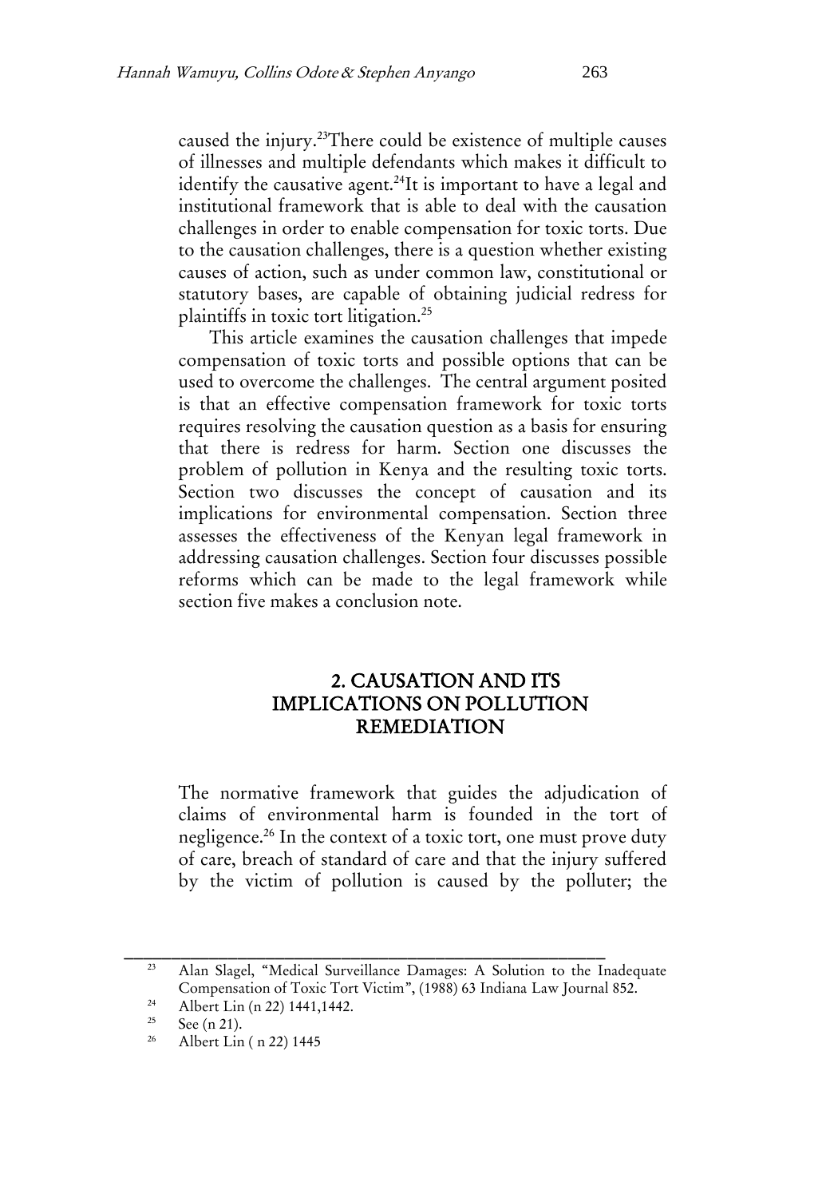caused the injury.[23]There could be existence of multiple causes of illnesses and multiple defendants which makes it difficult to identify the causative agent.[24]It is important to have a legal and institutional framework that is able to deal with the causation challenges in order to enable compensation for toxic torts. Due to the causation challenges, there is a question whether existing causes of action, such as under common law, constitutional or statutory bases, are capable of obtaining judicial redress for plaintiffs in toxic tort litigation.[25]

This article examines the causation challenges that impede compensation of toxic torts and possible options that can be used to overcome the challenges. The central argument posited is that an effective compensation framework for toxic torts requires resolving the causation question as a basis for ensuring that there is redress for harm. Section one discusses the problem of pollution in Kenya and the resulting toxic torts. Section two discusses the concept of causation and its implications for environmental compensation. Section three assesses the effectiveness of the Kenyan legal framework in addressing causation challenges. Section four discusses possible reforms which can be made to the legal framework while section five makes a conclusion note.

## 2. CAUSATION AND ITS IMPLICATIONS ON POLLUTION REMEDIATION

The normative framework that guides the adjudication of claims of environmental harm is founded in the tort of negligence.[26] In the context of a toxic tort, one must prove duty of care, breach of standard of care and that the injury suffered by the victim of pollution is caused by the polluter; the

---

[23] Alan Slagel, "Medical Surveillance Damages: A Solution to the Inadequate Compensation of Toxic Tort Victim", (1988) 63 Indiana Law Journal 852.

[24] Albert Lin (n 22) 1441,1442.

[25] See (n 21).

[26] Albert Lin ( n 22) 1445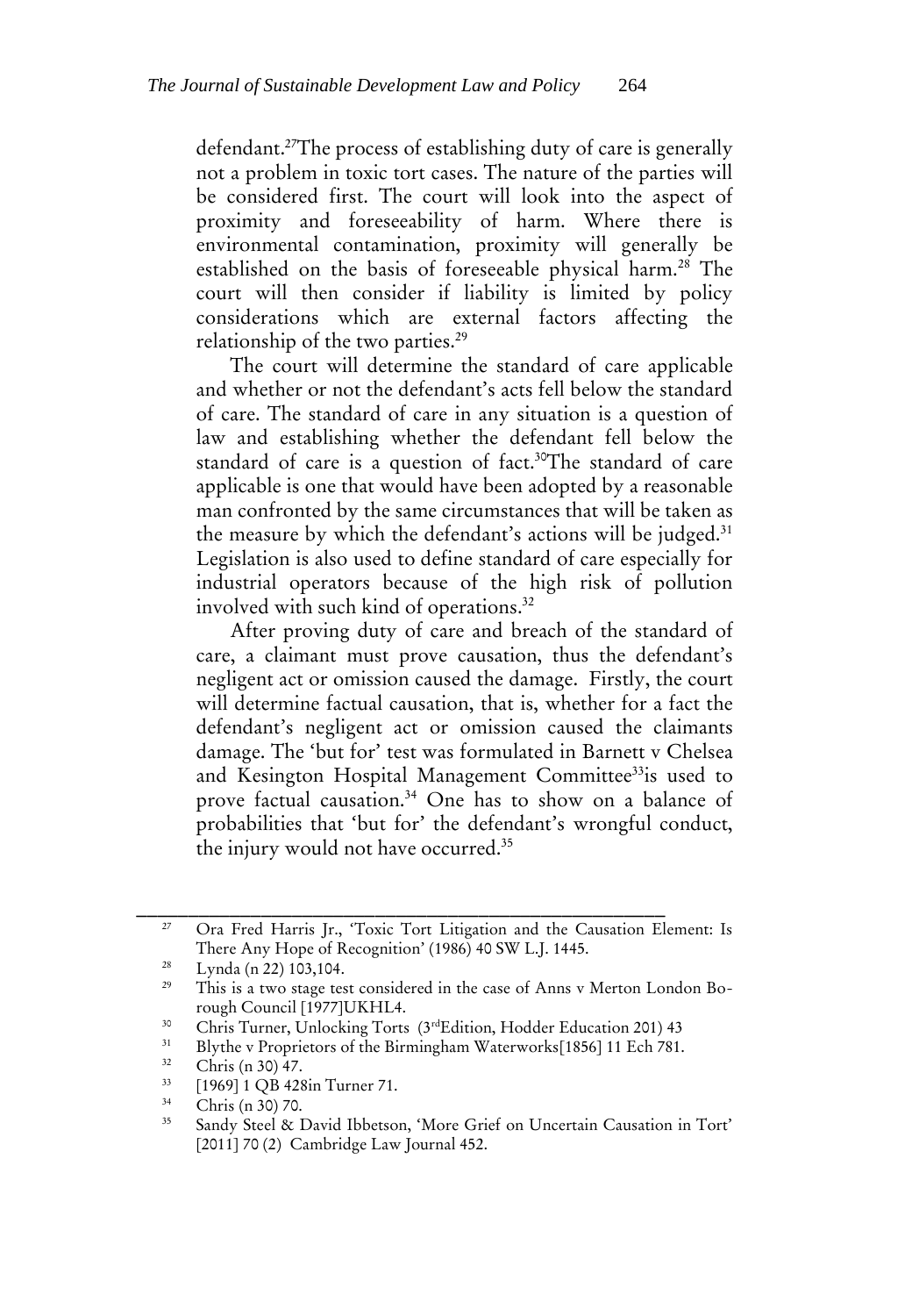defendant.[27]The process of establishing duty of care is generally not a problem in toxic tort cases. The nature of the parties will be considered first. The court will look into the aspect of proximity and foreseeability of harm. Where there is environmental contamination, proximity will generally be established on the basis of foreseeable physical harm.[28] The court will then consider if liability is limited by policy considerations which are external factors affecting the relationship of the two parties.[29]

The court will determine the standard of care applicable and whether or not the defendant's acts fell below the standard of care. The standard of care in any situation is a question of law and establishing whether the defendant fell below the standard of care is a question of fact.[30]The standard of care applicable is one that would have been adopted by a reasonable man confronted by the same circumstances that will be taken as the measure by which the defendant's actions will be judged.[31] Legislation is also used to define standard of care especially for industrial operators because of the high risk of pollution involved with such kind of operations.[32]

After proving duty of care and breach of the standard of care, a claimant must prove causation, thus the defendant's negligent act or omission caused the damage. Firstly, the court will determine factual causation, that is, whether for a fact the defendant's negligent act or omission caused the claimants damage. The 'but for' test was formulated in Barnett v Chelsea and Kesington Hospital Management Committee[33]is used to prove factual causation.[34] One has to show on a balance of probabilities that 'but for' the defendant's wrongful conduct, the injury would not have occurred.[35]

---

[27] Ora Fred Harris Jr., 'Toxic Tort Litigation and the Causation Element: Is There Any Hope of Recognition' (1986) 40 SW L.J. 1445.

[28] Lynda (n 22) 103,104.

[29] This is a two stage test considered in the case of Anns v Merton London Borough Council [1977]UKHL4.

[30] Chris Turner, Unlocking Torts (3rdEdition, Hodder Education 201) 43

[31] Blythe v Proprietors of the Birmingham Waterworks[1856] 11 Ech 781.

[32] Chris (n 30) 47.

[33] [1969] 1 QB 428in Turner 71.

[34] Chris (n 30) 70.

[35] Sandy Steel & David Ibbetson, 'More Grief on Uncertain Causation in Tort' [2011] 70 (2) Cambridge Law Journal 452.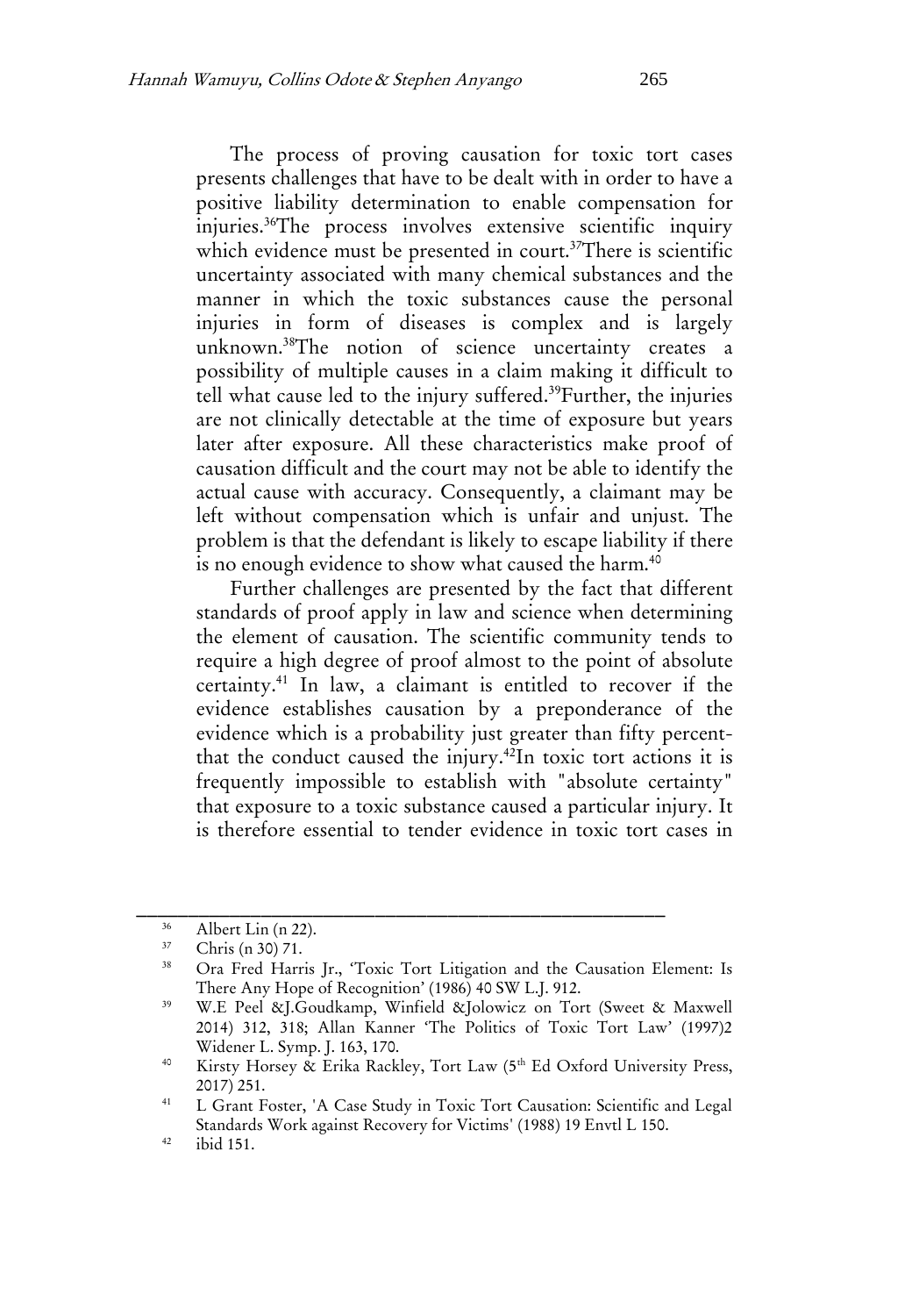The process of proving causation for toxic tort cases presents challenges that have to be dealt with in order to have a positive liability determination to enable compensation for injuries.[36]The process involves extensive scientific inquiry which evidence must be presented in court.[37]There is scientific uncertainty associated with many chemical substances and the manner in which the toxic substances cause the personal injuries in form of diseases is complex and is largely unknown.[38]The notion of science uncertainty creates a possibility of multiple causes in a claim making it difficult to tell what cause led to the injury suffered.[39]Further, the injuries are not clinically detectable at the time of exposure but years later after exposure. All these characteristics make proof of causation difficult and the court may not be able to identify the actual cause with accuracy. Consequently, a claimant may be left without compensation which is unfair and unjust. The problem is that the defendant is likely to escape liability if there is no enough evidence to show what caused the harm.[40]

Further challenges are presented by the fact that different standards of proof apply in law and science when determining the element of causation. The scientific community tends to require a high degree of proof almost to the point of absolute certainty.[41] In law, a claimant is entitled to recover if the evidence establishes causation by a preponderance of the evidence which is a probability just greater than fifty percent-that the conduct caused the injury.[42]In toxic tort actions it is frequently impossible to establish with "absolute certainty" that exposure to a toxic substance caused a particular injury. It is therefore essential to tender evidence in toxic tort cases in

---

[36] Albert Lin (n 22).

[37] Chris (n 30) 71.

[38] Ora Fred Harris Jr., 'Toxic Tort Litigation and the Causation Element: Is There Any Hope of Recognition' (1986) 40 SW L.J. 912.

[39] W.E Peel &J.Goudkamp, Winfield &Jolowicz on Tort (Sweet & Maxwell 2014) 312, 318; Allan Kanner 'The Politics of Toxic Tort Law' (1997)2 Widener L. Symp. J. 163, 170.

[40] Kirsty Horsey & Erika Rackley, Tort Law (5th Ed Oxford University Press, 2017) 251.

[41] L Grant Foster, 'A Case Study in Toxic Tort Causation: Scientific and Legal Standards Work against Recovery for Victims' (1988) 19 Envtl L 150.

[42] ibid 151.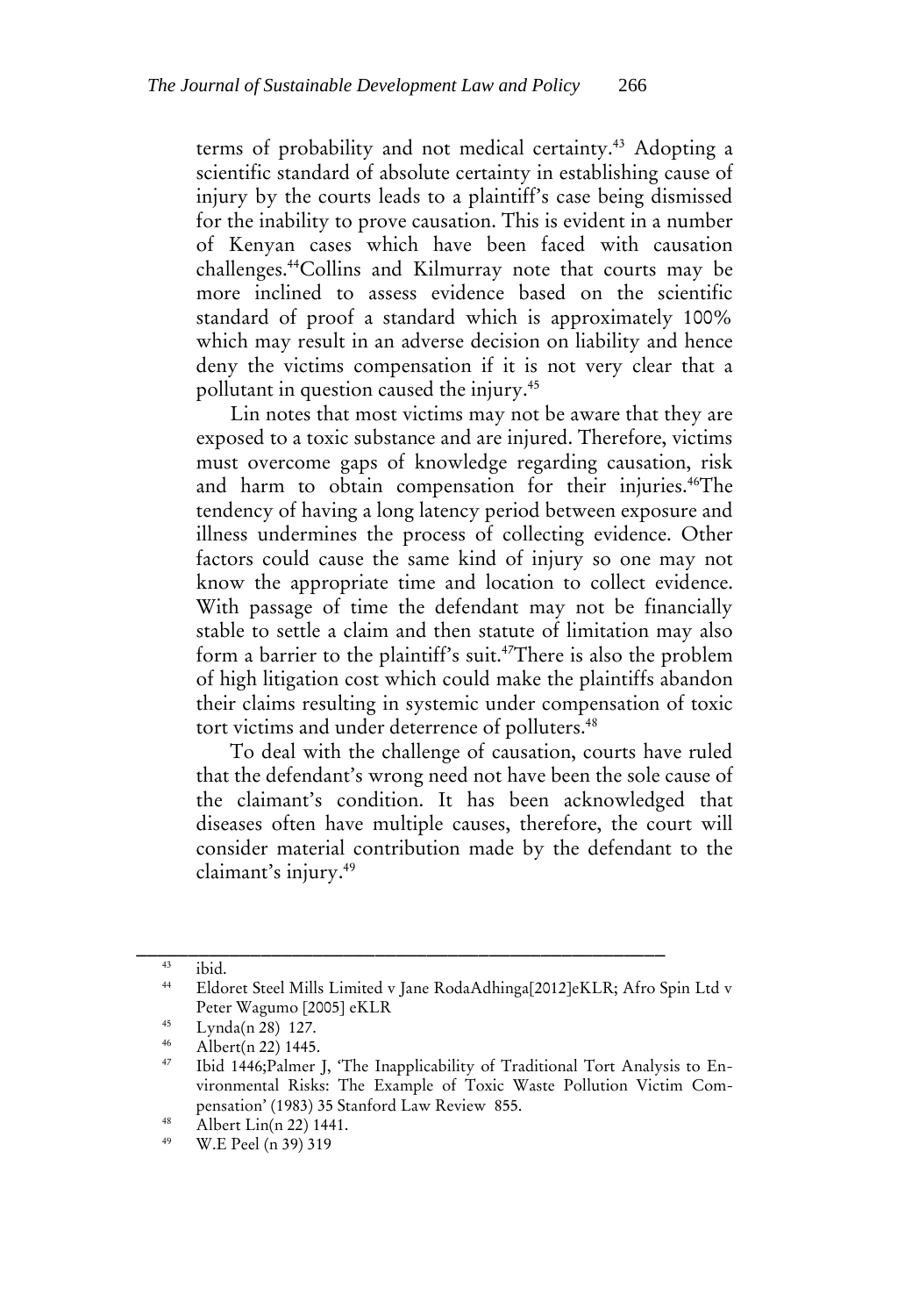terms of probability and not medical certainty.[43] Adopting a scientific standard of absolute certainty in establishing cause of injury by the courts leads to a plaintiff's case being dismissed for the inability to prove causation. This is evident in a number of Kenyan cases which have been faced with causation challenges.[44]Collins and Kilmurray note that courts may be more inclined to assess evidence based on the scientific standard of proof a standard which is approximately 100% which may result in an adverse decision on liability and hence deny the victims compensation if it is not very clear that a pollutant in question caused the injury.[45]

Lin notes that most victims may not be aware that they are exposed to a toxic substance and are injured. Therefore, victims must overcome gaps of knowledge regarding causation, risk and harm to obtain compensation for their injuries.[46]The tendency of having a long latency period between exposure and illness undermines the process of collecting evidence. Other factors could cause the same kind of injury so one may not know the appropriate time and location to collect evidence. With passage of time the defendant may not be financially stable to settle a claim and then statute of limitation may also form a barrier to the plaintiff's suit.[47]There is also the problem of high litigation cost which could make the plaintiffs abandon their claims resulting in systemic under compensation of toxic tort victims and under deterrence of polluters.[48]

To deal with the challenge of causation, courts have ruled that the defendant's wrong need not have been the sole cause of the claimant's condition. It has been acknowledged that diseases often have multiple causes, therefore, the court will consider material contribution made by the defendant to the claimant's injury.[49]

---

[43] ibid.

[44] Eldoret Steel Mills Limited v Jane RodaAdhinga[2012]eKLR; Afro Spin Ltd v Peter Wagumo [2005] eKLR

[45] Lynda(n 28) 127.

[46] Albert(n 22) 1445.

[47] Ibid 1446;Palmer J, 'The Inapplicability of Traditional Tort Analysis to Environmental Risks: The Example of Toxic Waste Pollution Victim Compensation' (1983) 35 Stanford Law Review 855.

[48] Albert Lin(n 22) 1441.

[49] W.E Peel (n 39) 319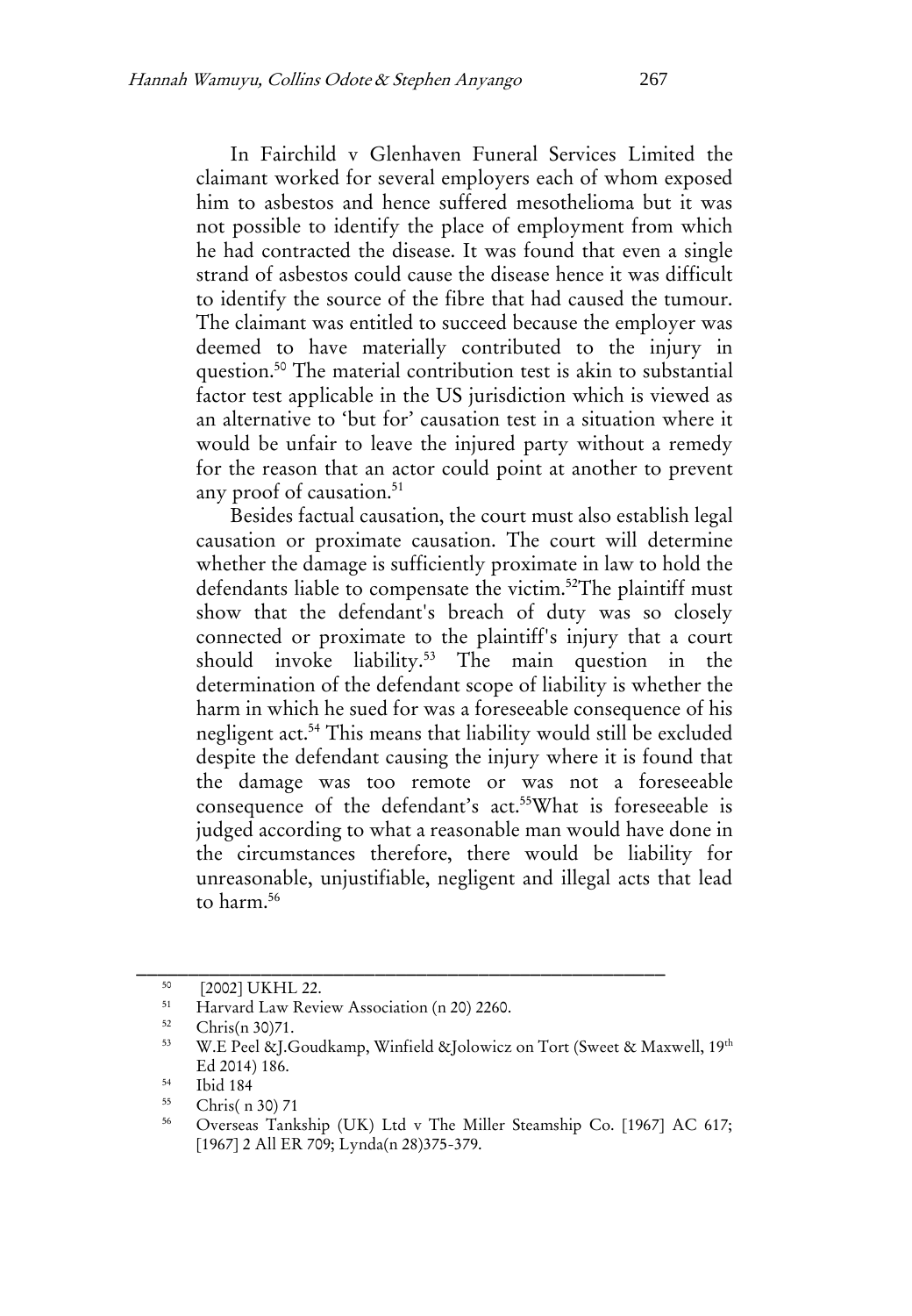In Fairchild v Glenhaven Funeral Services Limited the claimant worked for several employers each of whom exposed him to asbestos and hence suffered mesothelioma but it was not possible to identify the place of employment from which he had contracted the disease. It was found that even a single strand of asbestos could cause the disease hence it was difficult to identify the source of the fibre that had caused the tumour. The claimant was entitled to succeed because the employer was deemed to have materially contributed to the injury in question.[50] The material contribution test is akin to substantial factor test applicable in the US jurisdiction which is viewed as an alternative to 'but for' causation test in a situation where it would be unfair to leave the injured party without a remedy for the reason that an actor could point at another to prevent any proof of causation.[51]

Besides factual causation, the court must also establish legal causation or proximate causation. The court will determine whether the damage is sufficiently proximate in law to hold the defendants liable to compensate the victim.[52]The plaintiff must show that the defendant's breach of duty was so closely connected or proximate to the plaintiff's injury that a court should invoke liability.[53] The main question in the determination of the defendant scope of liability is whether the harm in which he sued for was a foreseeable consequence of his negligent act.[54] This means that liability would still be excluded despite the defendant causing the injury where it is found that the damage was too remote or was not a foreseeable consequence of the defendant's act.[55]What is foreseeable is judged according to what a reasonable man would have done in the circumstances therefore, there would be liability for unreasonable, unjustifiable, negligent and illegal acts that lead to harm.[56]

---

[50] [2002] UKHL 22.

[51] Harvard Law Review Association (n 20) 2260.

[52] Chris(n 30)71.

[53] W.E Peel &J.Goudkamp, Winfield &Jolowicz on Tort (Sweet & Maxwell, 19th Ed 2014) 186.

[54] Ibid 184

[55] Chris( n 30) 71

[56] Overseas Tankship (UK) Ltd v The Miller Steamship Co. [1967] AC 617; [1967] 2 All ER 709; Lynda(n 28)375-379.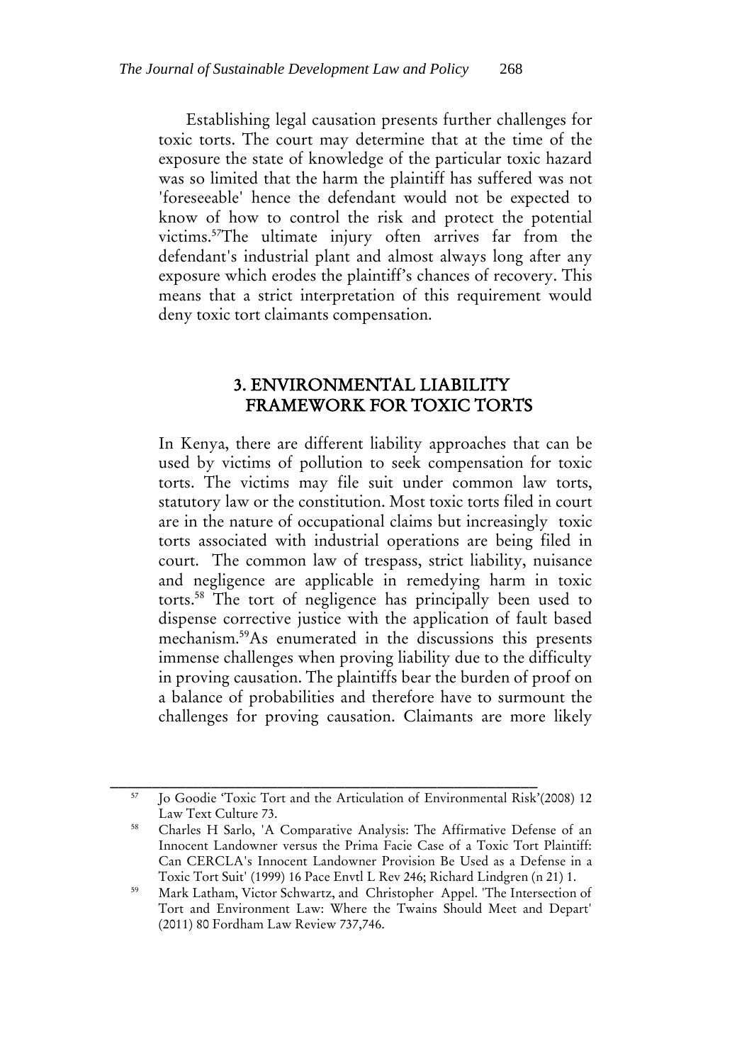Establishing legal causation presents further challenges for toxic torts. The court may determine that at the time of the exposure the state of knowledge of the particular toxic hazard was so limited that the harm the plaintiff has suffered was not 'foreseeable' hence the defendant would not be expected to know of how to control the risk and protect the potential victims.[57]The ultimate injury often arrives far from the defendant's industrial plant and almost always long after any exposure which erodes the plaintiff's chances of recovery. This means that a strict interpretation of this requirement would deny toxic tort claimants compensation.

## 3. ENVIRONMENTAL LIABILITY FRAMEWORK FOR TOXIC TORTS

In Kenya, there are different liability approaches that can be used by victims of pollution to seek compensation for toxic torts. The victims may file suit under common law torts, statutory law or the constitution. Most toxic torts filed in court are in the nature of occupational claims but increasingly toxic torts associated with industrial operations are being filed in court. The common law of trespass, strict liability, nuisance and negligence are applicable in remedying harm in toxic torts.[58] The tort of negligence has principally been used to dispense corrective justice with the application of fault based mechanism.[59]As enumerated in the discussions this presents immense challenges when proving liability due to the difficulty in proving causation. The plaintiffs bear the burden of proof on a balance of probabilities and therefore have to surmount the challenges for proving causation. Claimants are more likely

---

[57] Jo Goodie 'Toxic Tort and the Articulation of Environmental Risk'(2008) 12 Law Text Culture 73.

[58] Charles H Sarlo, 'A Comparative Analysis: The Affirmative Defense of an Innocent Landowner versus the Prima Facie Case of a Toxic Tort Plaintiff: Can CERCLA's Innocent Landowner Provision Be Used as a Defense in a Toxic Tort Suit' (1999) 16 Pace Envtl L Rev 246; Richard Lindgren (n 21) 1.

[59] Mark Latham, Victor Schwartz, and Christopher Appel. 'The Intersection of Tort and Environment Law: Where the Twains Should Meet and Depart' (2011) 80 Fordham Law Review 737,746.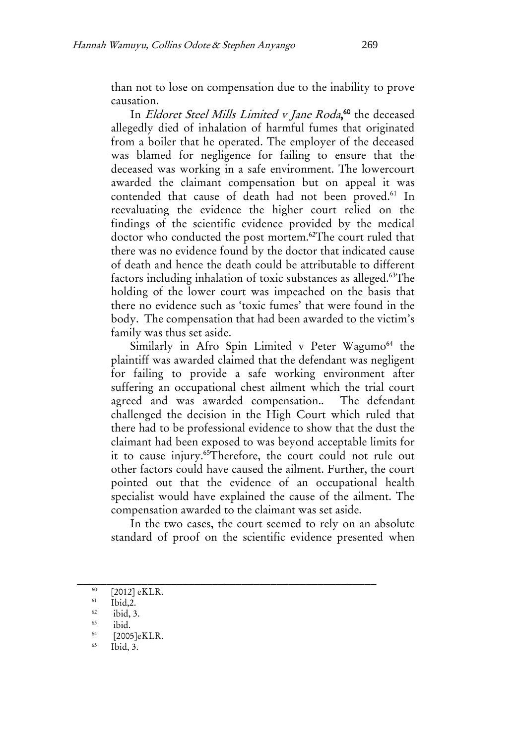than not to lose on compensation due to the inability to prove causation.

In *Eldoret Steel Mills Limited v Jane Roda*,[60] the deceased allegedly died of inhalation of harmful fumes that originated from a boiler that he operated. The employer of the deceased was blamed for negligence for failing to ensure that the deceased was working in a safe environment. The lowercourt awarded the claimant compensation but on appeal it was contended that cause of death had not been proved.[61] In reevaluating the evidence the higher court relied on the findings of the scientific evidence provided by the medical doctor who conducted the post mortem.[62]The court ruled that there was no evidence found by the doctor that indicated cause of death and hence the death could be attributable to different factors including inhalation of toxic substances as alleged.[63]The holding of the lower court was impeached on the basis that there no evidence such as 'toxic fumes' that were found in the body. The compensation that had been awarded to the victim's family was thus set aside.

Similarly in Afro Spin Limited v Peter Wagumo[64] the plaintiff was awarded claimed that the defendant was negligent for failing to provide a safe working environment after suffering an occupational chest ailment which the trial court agreed and was awarded compensation.. The defendant challenged the decision in the High Court which ruled that there had to be professional evidence to show that the dust the claimant had been exposed to was beyond acceptable limits for it to cause injury.[65]Therefore, the court could not rule out other factors could have caused the ailment. Further, the court pointed out that the evidence of an occupational health specialist would have explained the cause of the ailment. The compensation awarded to the claimant was set aside.

In the two cases, the court seemed to rely on an absolute standard of proof on the scientific evidence presented when

---

[60] [2012] eKLR.

[61] Ibid,2.

[62] ibid, 3.

[63] ibid.

[64] [2005]eKLR.

[65] Ibid, 3.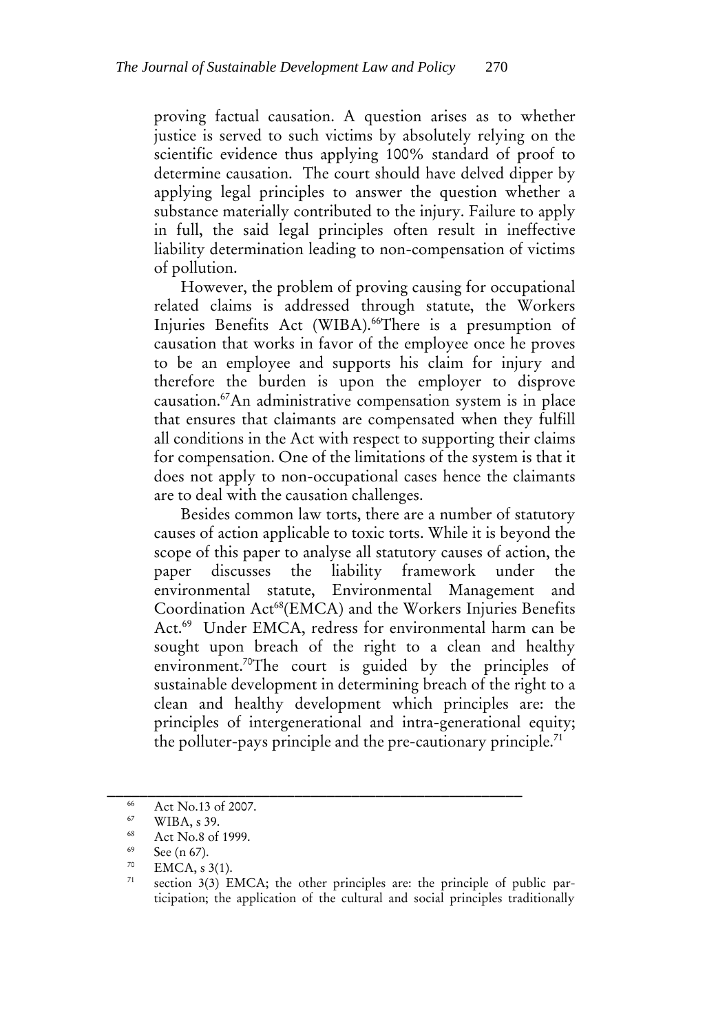proving factual causation. A question arises as to whether justice is served to such victims by absolutely relying on the scientific evidence thus applying 100% standard of proof to determine causation. The court should have delved dipper by applying legal principles to answer the question whether a substance materially contributed to the injury. Failure to apply in full, the said legal principles often result in ineffective liability determination leading to non-compensation of victims of pollution.

However, the problem of proving causing for occupational related claims is addressed through statute, the Workers Injuries Benefits Act (WIBA).[66]There is a presumption of causation that works in favor of the employee once he proves to be an employee and supports his claim for injury and therefore the burden is upon the employer to disprove causation.[67]An administrative compensation system is in place that ensures that claimants are compensated when they fulfill all conditions in the Act with respect to supporting their claims for compensation. One of the limitations of the system is that it does not apply to non-occupational cases hence the claimants are to deal with the causation challenges.

Besides common law torts, there are a number of statutory causes of action applicable to toxic torts. While it is beyond the scope of this paper to analyse all statutory causes of action, the paper discusses the liability framework under the environmental statute, Environmental Management and Coordination Act[68](EMCA) and the Workers Injuries Benefits Act.[69] Under EMCA, redress for environmental harm can be sought upon breach of the right to a clean and healthy environment.[70]The court is guided by the principles of sustainable development in determining breach of the right to a clean and healthy development which principles are: the principles of intergenerational and intra-generational equity; the polluter-pays principle and the pre-cautionary principle.[71]

---

[66] Act No.13 of 2007.

[67] WIBA, s 39.

[68] Act No.8 of 1999.

[69] See (n 67).

[70] EMCA, s 3(1).

[71] section 3(3) EMCA; the other principles are: the principle of public participation; the application of the cultural and social principles traditionally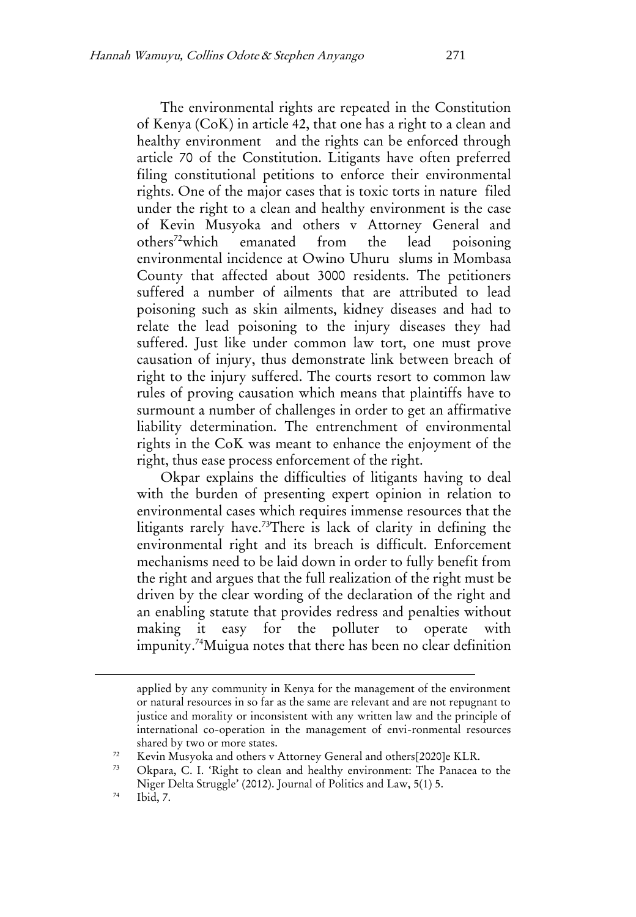The environmental rights are repeated in the Constitution of Kenya (CoK) in article 42, that one has a right to a clean and healthy environment and the rights can be enforced through article 70 of the Constitution. Litigants have often preferred filing constitutional petitions to enforce their environmental rights. One of the major cases that is toxic torts in nature filed under the right to a clean and healthy environment is the case of Kevin Musyoka and others v Attorney General and others[72]which emanated from the lead poisoning environmental incidence at Owino Uhuru slums in Mombasa County that affected about 3000 residents. The petitioners suffered a number of ailments that are attributed to lead poisoning such as skin ailments, kidney diseases and had to relate the lead poisoning to the injury diseases they had suffered. Just like under common law tort, one must prove causation of injury, thus demonstrate link between breach of right to the injury suffered. The courts resort to common law rules of proving causation which means that plaintiffs have to surmount a number of challenges in order to get an affirmative liability determination. The entrenchment of environmental rights in the CoK was meant to enhance the enjoyment of the right, thus ease process enforcement of the right.

Okpar explains the difficulties of litigants having to deal with the burden of presenting expert opinion in relation to environmental cases which requires immense resources that the litigants rarely have.[73]There is lack of clarity in defining the environmental right and its breach is difficult. Enforcement mechanisms need to be laid down in order to fully benefit from the right and argues that the full realization of the right must be driven by the clear wording of the declaration of the right and an enabling statute that provides redress and penalties without making it easy for the polluter to operate with impunity.[74]Muigua notes that there has been no clear definition

---

applied by any community in Kenya for the management of the environment or natural resources in so far as the same are relevant and are not repugnant to justice and morality or inconsistent with any written law and the principle of international co-operation in the management of envi-ronmental resources shared by two or more states.

[72] Kevin Musyoka and others v Attorney General and others[2020]e KLR.

[73] Okpara, C. I. 'Right to clean and healthy environment: The Panacea to the Niger Delta Struggle' (2012). Journal of Politics and Law, 5(1) 5.

[74] Ibid, 7.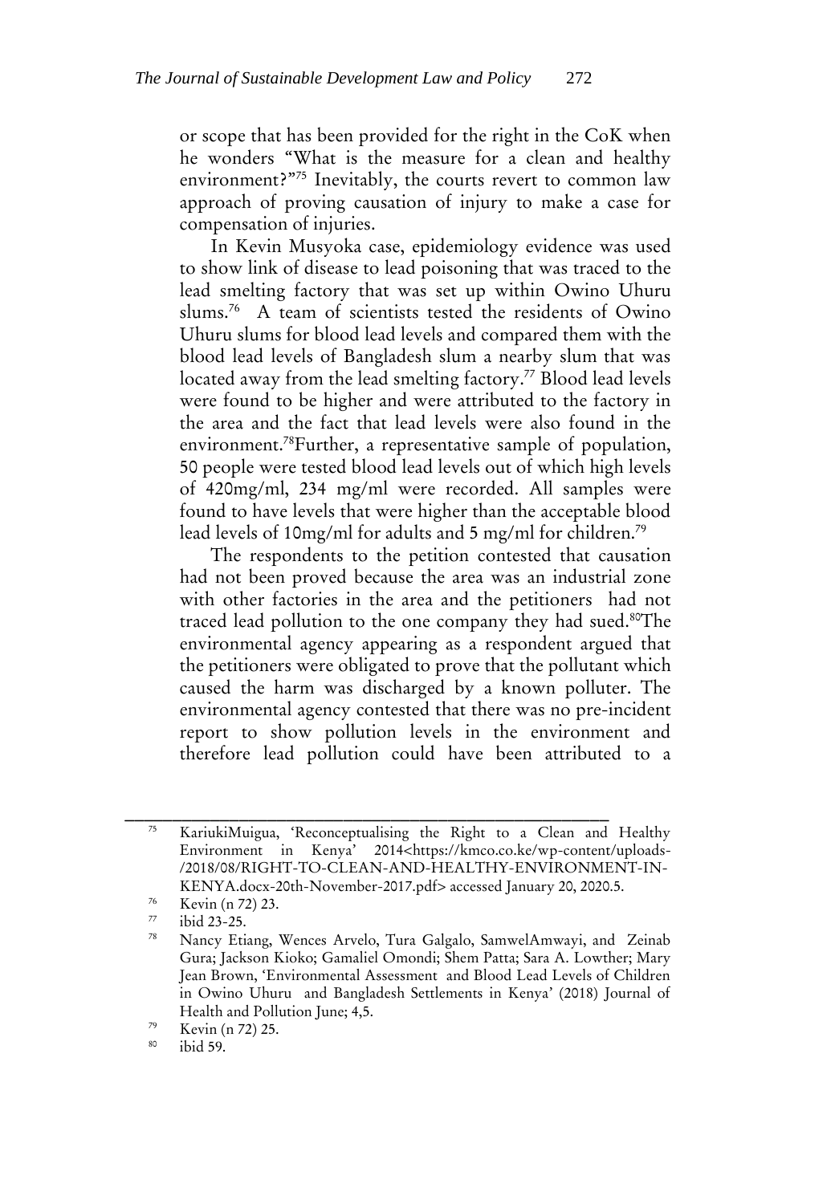or scope that has been provided for the right in the CoK when he wonders "What is the measure for a clean and healthy environment?"[75] Inevitably, the courts revert to common law approach of proving causation of injury to make a case for compensation of injuries.

In Kevin Musyoka case, epidemiology evidence was used to show link of disease to lead poisoning that was traced to the lead smelting factory that was set up within Owino Uhuru slums.[76] A team of scientists tested the residents of Owino Uhuru slums for blood lead levels and compared them with the blood lead levels of Bangladesh slum a nearby slum that was located away from the lead smelting factory.[77] Blood lead levels were found to be higher and were attributed to the factory in the area and the fact that lead levels were also found in the environment.[78]Further, a representative sample of population, 50 people were tested blood lead levels out of which high levels of 420mg/ml, 234 mg/ml were recorded. All samples were found to have levels that were higher than the acceptable blood lead levels of 10mg/ml for adults and 5 mg/ml for children.[79]

The respondents to the petition contested that causation had not been proved because the area was an industrial zone with other factories in the area and the petitioners had not traced lead pollution to the one company they had sued.[80]The environmental agency appearing as a respondent argued that the petitioners were obligated to prove that the pollutant which caused the harm was discharged by a known polluter. The environmental agency contested that there was no pre-incident report to show pollution levels in the environment and therefore lead pollution could have been attributed to a

---

[75] KariukiMuigua, 'Reconceptualising the Right to a Clean and Healthy Environment in Kenya' 2014<https://kmco.co.ke/wp-content/uploads-/2018/08/RIGHT-TO-CLEAN-AND-HEALTHY-ENVIRONMENT-IN-KENYA.docx-20th-November-2017.pdf> accessed January 20, 2020.5.

[76] Kevin (n 72) 23.

[77] ibid 23-25.

[78] Nancy Etiang, Wences Arvelo, Tura Galgalo, SamwelAmwayi, and Zeinab Gura; Jackson Kioko; Gamaliel Omondi; Shem Patta; Sara A. Lowther; Mary Jean Brown, 'Environmental Assessment and Blood Lead Levels of Children in Owino Uhuru and Bangladesh Settlements in Kenya' (2018) Journal of Health and Pollution June; 4,5.

[79] Kevin (n 72) 25.

[80] ibid 59.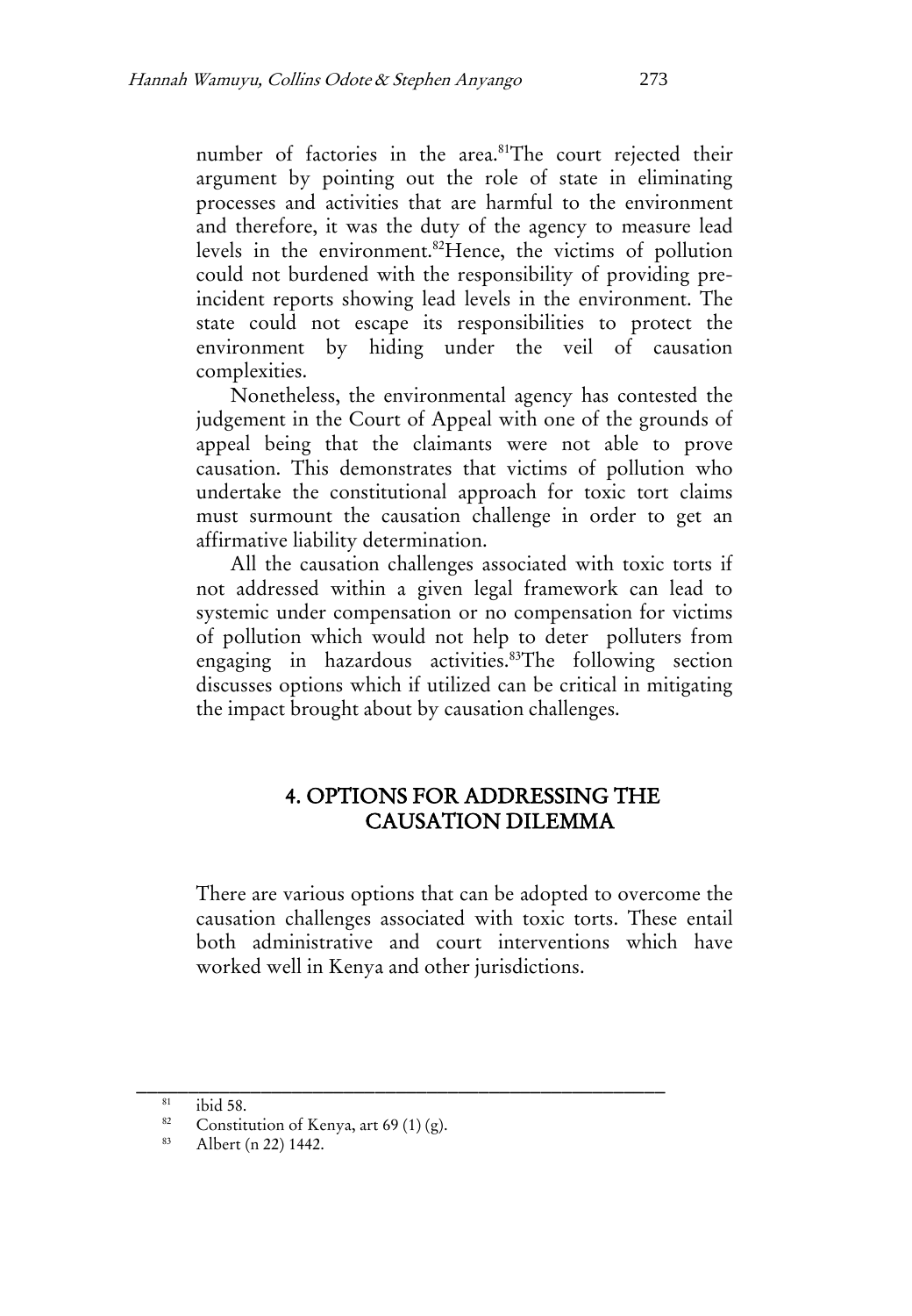number of factories in the area.[81]The court rejected their argument by pointing out the role of state in eliminating processes and activities that are harmful to the environment and therefore, it was the duty of the agency to measure lead levels in the environment.[82]Hence, the victims of pollution could not burdened with the responsibility of providing pre-incident reports showing lead levels in the environment. The state could not escape its responsibilities to protect the environment by hiding under the veil of causation complexities.

Nonetheless, the environmental agency has contested the judgement in the Court of Appeal with one of the grounds of appeal being that the claimants were not able to prove causation. This demonstrates that victims of pollution who undertake the constitutional approach for toxic tort claims must surmount the causation challenge in order to get an affirmative liability determination.

All the causation challenges associated with toxic torts if not addressed within a given legal framework can lead to systemic under compensation or no compensation for victims of pollution which would not help to deter polluters from engaging in hazardous activities.[83]The following section discusses options which if utilized can be critical in mitigating the impact brought about by causation challenges.

## 4. OPTIONS FOR ADDRESSING THE CAUSATION DILEMMA

There are various options that can be adopted to overcome the causation challenges associated with toxic torts. These entail both administrative and court interventions which have worked well in Kenya and other jurisdictions.

---

[81] ibid 58.

[82] Constitution of Kenya, art 69 (1) (g).

[83] Albert (n 22) 1442.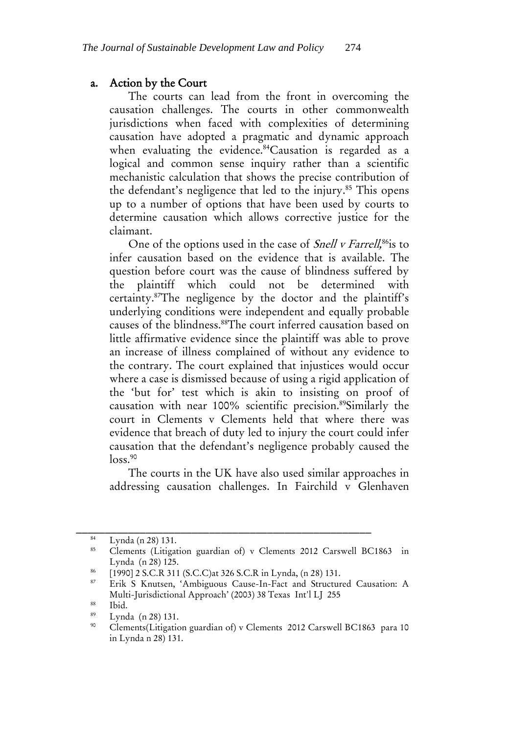### a. Action by the Court

The courts can lead from the front in overcoming the causation challenges. The courts in other commonwealth jurisdictions when faced with complexities of determining causation have adopted a pragmatic and dynamic approach when evaluating the evidence.[84]Causation is regarded as a logical and common sense inquiry rather than a scientific mechanistic calculation that shows the precise contribution of the defendant's negligence that led to the injury.[85] This opens up to a number of options that have been used by courts to determine causation which allows corrective justice for the claimant.

One of the options used in the case of *Snell v Farrell,*[86]is to infer causation based on the evidence that is available. The question before court was the cause of blindness suffered by the plaintiff which could not be determined with certainty.[87]The negligence by the doctor and the plaintiff's underlying conditions were independent and equally probable causes of the blindness.[88]The court inferred causation based on little affirmative evidence since the plaintiff was able to prove an increase of illness complained of without any evidence to the contrary. The court explained that injustices would occur where a case is dismissed because of using a rigid application of the 'but for' test which is akin to insisting on proof of causation with near 100% scientific precision.[89]Similarly the court in Clements v Clements held that where there was evidence that breach of duty led to injury the court could infer causation that the defendant's negligence probably caused the loss.[90]

The courts in the UK have also used similar approaches in addressing causation challenges. In Fairchild v Glenhaven

---

[84] Lynda (n 28) 131.

[85] Clements (Litigation guardian of) v Clements 2012 Carswell BC1863 in Lynda (n 28) 125.

[86] [1990] 2 S.C.R 311 (S.C.C)at 326 S.C.R in Lynda, (n 28) 131.

[87] Erik S Knutsen, 'Ambiguous Cause-In-Fact and Structured Causation: A Multi-Jurisdictional Approach' (2003) 38 Texas Int'l LJ 255

[88] Ibid.

[89] Lynda (n 28) 131.

[90] Clements(Litigation guardian of) v Clements 2012 Carswell BC1863 para 10 in Lynda n 28) 131.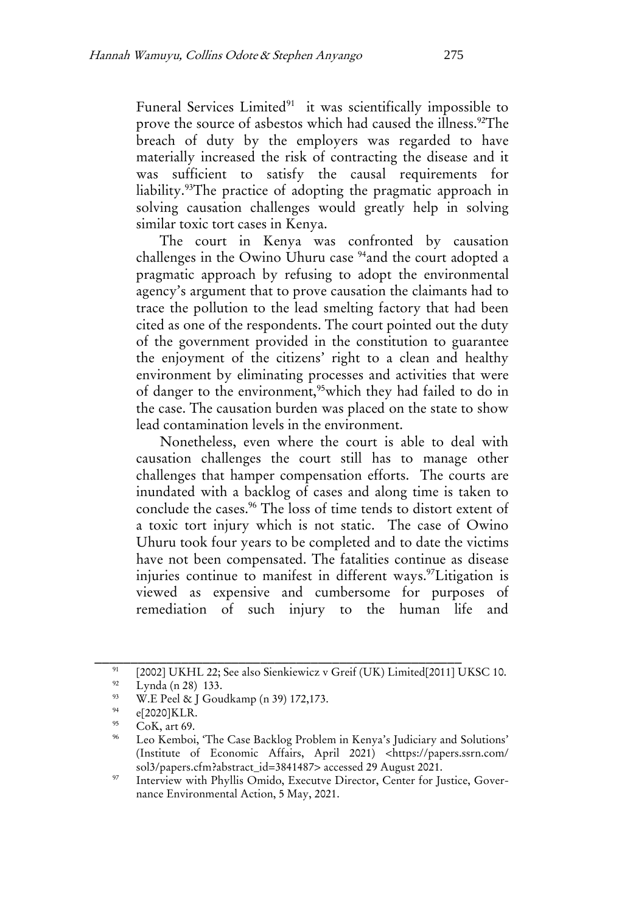Funeral Services Limited[91] it was scientifically impossible to prove the source of asbestos which had caused the illness.[92]The breach of duty by the employers was regarded to have materially increased the risk of contracting the disease and it was sufficient to satisfy the causal requirements for liability.[93]The practice of adopting the pragmatic approach in solving causation challenges would greatly help in solving similar toxic tort cases in Kenya.

The court in Kenya was confronted by causation challenges in the Owino Uhuru case [94]and the court adopted a pragmatic approach by refusing to adopt the environmental agency's argument that to prove causation the claimants had to trace the pollution to the lead smelting factory that had been cited as one of the respondents. The court pointed out the duty of the government provided in the constitution to guarantee the enjoyment of the citizens' right to a clean and healthy environment by eliminating processes and activities that were of danger to the environment,[95]which they had failed to do in the case. The causation burden was placed on the state to show lead contamination levels in the environment.

Nonetheless, even where the court is able to deal with causation challenges the court still has to manage other challenges that hamper compensation efforts. The courts are inundated with a backlog of cases and along time is taken to conclude the cases.[96] The loss of time tends to distort extent of a toxic tort injury which is not static. The case of Owino Uhuru took four years to be completed and to date the victims have not been compensated. The fatalities continue as disease injuries continue to manifest in different ways.[97]Litigation is viewed as expensive and cumbersome for purposes of remediation of such injury to the human life and

---

[91] [2002] UKHL 22; See also Sienkiewicz v Greif (UK) Limited[2011] UKSC 10.

[92] Lynda (n 28) 133.

[93] W.E Peel & J Goudkamp (n 39) 172,173.

[94] e[2020]KLR.

[95] CoK, art 69.

[96] Leo Kemboi, 'The Case Backlog Problem in Kenya's Judiciary and Solutions' (Institute of Economic Affairs, April 2021) <https://papers.ssrn.com/sol3/papers.cfm?abstract_id=3841487> accessed 29 August 2021.

[97] Interview with Phyllis Omido, Executve Director, Center for Justice, Governance Environmental Action, 5 May, 2021.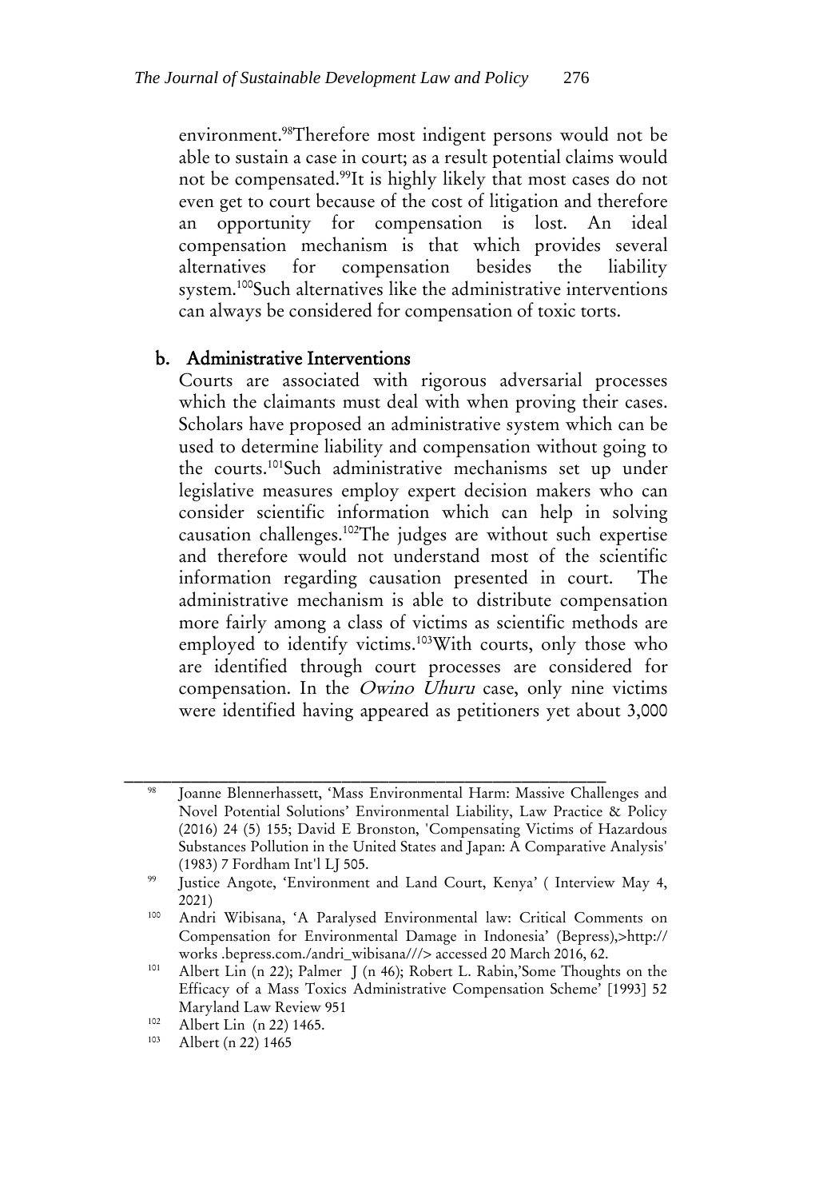environment.[98] Therefore most indigent persons would not be able to sustain a case in court; as a result potential claims would not be compensated.[99] It is highly likely that most cases do not even get to court because of the cost of litigation and therefore an opportunity for compensation is lost. An ideal compensation mechanism is that which provides several alternatives for compensation besides the liability system.[100] Such alternatives like the administrative interventions can always be considered for compensation of toxic torts.

### b. Administrative Interventions

Courts are associated with rigorous adversarial processes which the claimants must deal with when proving their cases. Scholars have proposed an administrative system which can be used to determine liability and compensation without going to the courts.[101] Such administrative mechanisms set up under legislative measures employ expert decision makers who can consider scientific information which can help in solving causation challenges.[102] The judges are without such expertise and therefore would not understand most of the scientific information regarding causation presented in court. The administrative mechanism is able to distribute compensation more fairly among a class of victims as scientific methods are employed to identify victims.[103] With courts, only those who are identified through court processes are considered for compensation. In the *Owino Uhuru* case, only nine victims were identified having appeared as petitioners yet about 3,000

---

[98] Joanne Blennerhassett, 'Mass Environmental Harm: Massive Challenges and Novel Potential Solutions' Environmental Liability, Law Practice & Policy (2016) 24 (5) 155; David E Bronston, 'Compensating Victims of Hazardous Substances Pollution in the United States and Japan: A Comparative Analysis' (1983) 7 Fordham Int'l LJ 505.

[99] Justice Angote, 'Environment and Land Court, Kenya' ( Interview May 4, 2021)

[100] Andri Wibisana, 'A Paralysed Environmental law: Critical Comments on Compensation for Environmental Damage in Indonesia' (Bepress),>http:// works .bepress.com./andri_wibisana///> accessed 20 March 2016, 62.

[101] Albert Lin (n 22); Palmer J (n 46); Robert L. Rabin,'Some Thoughts on the Efficacy of a Mass Toxics Administrative Compensation Scheme' [1993] 52 Maryland Law Review 951

[102] Albert Lin (n 22) 1465.

[103] Albert (n 22) 1465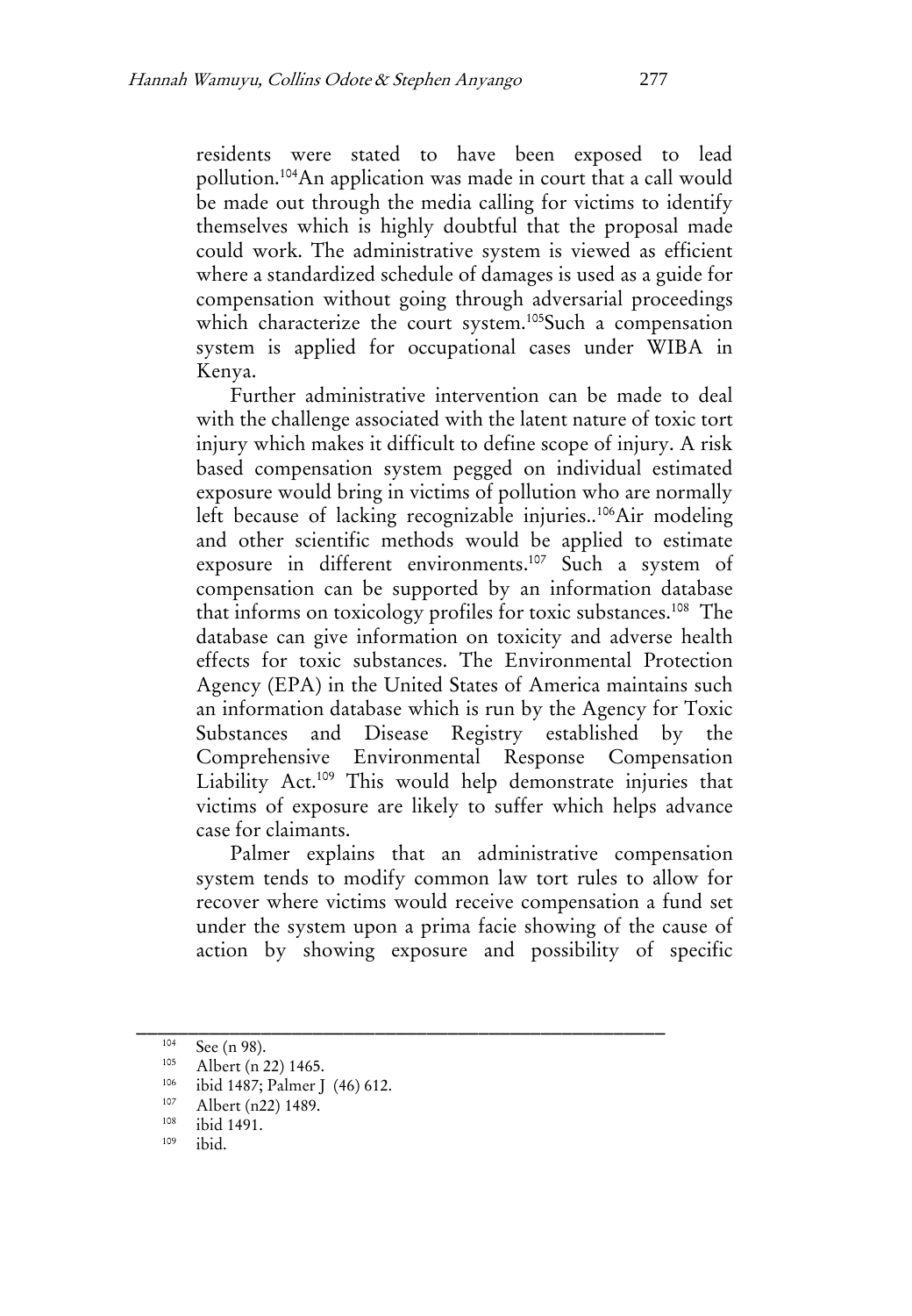residents were stated to have been exposed to lead pollution.[104]An application was made in court that a call would be made out through the media calling for victims to identify themselves which is highly doubtful that the proposal made could work. The administrative system is viewed as efficient where a standardized schedule of damages is used as a guide for compensation without going through adversarial proceedings which characterize the court system.[105]Such a compensation system is applied for occupational cases under WIBA in Kenya.

Further administrative intervention can be made to deal with the challenge associated with the latent nature of toxic tort injury which makes it difficult to define scope of injury. A risk based compensation system pegged on individual estimated exposure would bring in victims of pollution who are normally left because of lacking recognizable injuries..[106]Air modeling and other scientific methods would be applied to estimate exposure in different environments.[107] Such a system of compensation can be supported by an information database that informs on toxicology profiles for toxic substances.[108] The database can give information on toxicity and adverse health effects for toxic substances. The Environmental Protection Agency (EPA) in the United States of America maintains such an information database which is run by the Agency for Toxic Substances and Disease Registry established by the Comprehensive Environmental Response Compensation Liability Act.[109] This would help demonstrate injuries that victims of exposure are likely to suffer which helps advance case for claimants.

Palmer explains that an administrative compensation system tends to modify common law tort rules to allow for recover where victims would receive compensation a fund set under the system upon a prima facie showing of the cause of action by showing exposure and possibility of specific

---

[104] See (n 98).

[105] Albert (n 22) 1465.

[106] ibid 1487; Palmer J (46) 612.

[107] Albert (n22) 1489.

[108] ibid 1491.

[109] ibid.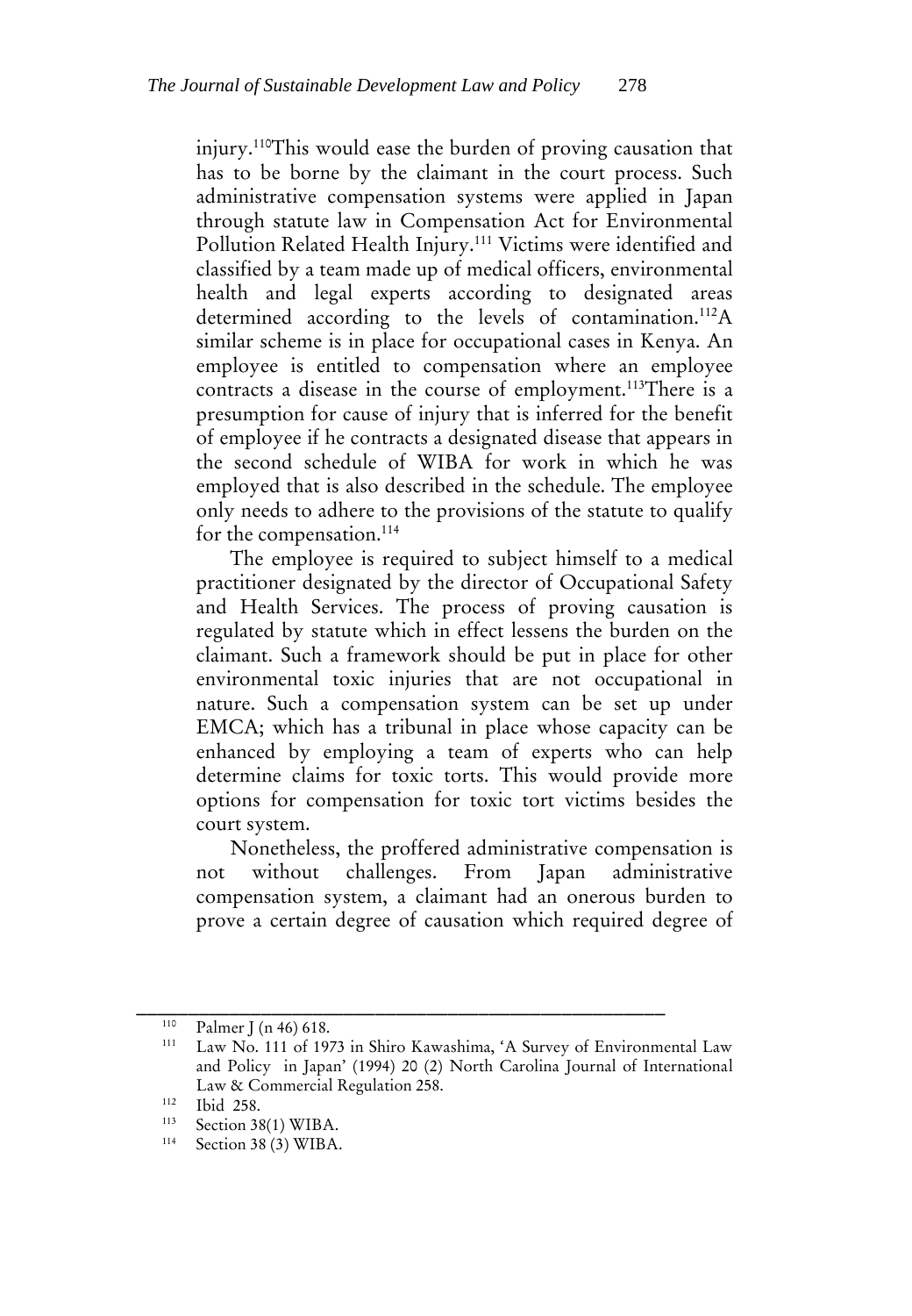injury.[110]This would ease the burden of proving causation that has to be borne by the claimant in the court process. Such administrative compensation systems were applied in Japan through statute law in Compensation Act for Environmental Pollution Related Health Injury.[111] Victims were identified and classified by a team made up of medical officers, environmental health and legal experts according to designated areas determined according to the levels of contamination.[112]A similar scheme is in place for occupational cases in Kenya. An employee is entitled to compensation where an employee contracts a disease in the course of employment.[113]There is a presumption for cause of injury that is inferred for the benefit of employee if he contracts a designated disease that appears in the second schedule of WIBA for work in which he was employed that is also described in the schedule. The employee only needs to adhere to the provisions of the statute to qualify for the compensation.[114]

The employee is required to subject himself to a medical practitioner designated by the director of Occupational Safety and Health Services. The process of proving causation is regulated by statute which in effect lessens the burden on the claimant. Such a framework should be put in place for other environmental toxic injuries that are not occupational in nature. Such a compensation system can be set up under EMCA; which has a tribunal in place whose capacity can be enhanced by employing a team of experts who can help determine claims for toxic torts. This would provide more options for compensation for toxic tort victims besides the court system.

Nonetheless, the proffered administrative compensation is not without challenges. From Japan administrative compensation system, a claimant had an onerous burden to prove a certain degree of causation which required degree of

---

[110] Palmer J (n 46) 618.

[111] Law No. 111 of 1973 in Shiro Kawashima, 'A Survey of Environmental Law and Policy in Japan' (1994) 20 (2) North Carolina Journal of International Law & Commercial Regulation 258.

[112] Ibid 258.

[113] Section 38(1) WIBA.

[114] Section 38 (3) WIBA.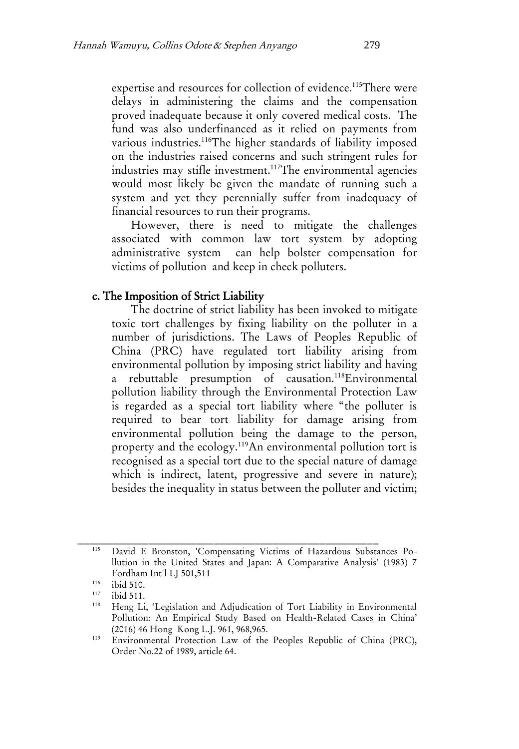expertise and resources for collection of evidence.[115]There were delays in administering the claims and the compensation proved inadequate because it only covered medical costs. The fund was also underfinanced as it relied on payments from various industries.[116]The higher standards of liability imposed on the industries raised concerns and such stringent rules for industries may stifle investment.[117]The environmental agencies would most likely be given the mandate of running such a system and yet they perennially suffer from inadequacy of financial resources to run their programs.

However, there is need to mitigate the challenges associated with common law tort system by adopting administrative system can help bolster compensation for victims of pollution and keep in check polluters.

### c. The Imposition of Strict Liability

The doctrine of strict liability has been invoked to mitigate toxic tort challenges by fixing liability on the polluter in a number of jurisdictions. The Laws of Peoples Republic of China (PRC) have regulated tort liability arising from environmental pollution by imposing strict liability and having a rebuttable presumption of causation.[118]Environmental pollution liability through the Environmental Protection Law is regarded as a special tort liability where "the polluter is required to bear tort liability for damage arising from environmental pollution being the damage to the person, property and the ecology.[119]An environmental pollution tort is recognised as a special tort due to the special nature of damage which is indirect, latent, progressive and severe in nature); besides the inequality in status between the polluter and victim;

---

[115] David E Bronston, 'Compensating Victims of Hazardous Substances Pollution in the United States and Japan: A Comparative Analysis' (1983) 7 Fordham Int'l LJ 501,511

[116] ibid 510.

[117] ibid 511.

[118] Heng Li, 'Legislation and Adjudication of Tort Liability in Environmental Pollution: An Empirical Study Based on Health-Related Cases in China' (2016) 46 Hong Kong L.J. 961, 968,965.

[119] Environmental Protection Law of the Peoples Republic of China (PRC), Order No.22 of 1989, article 64.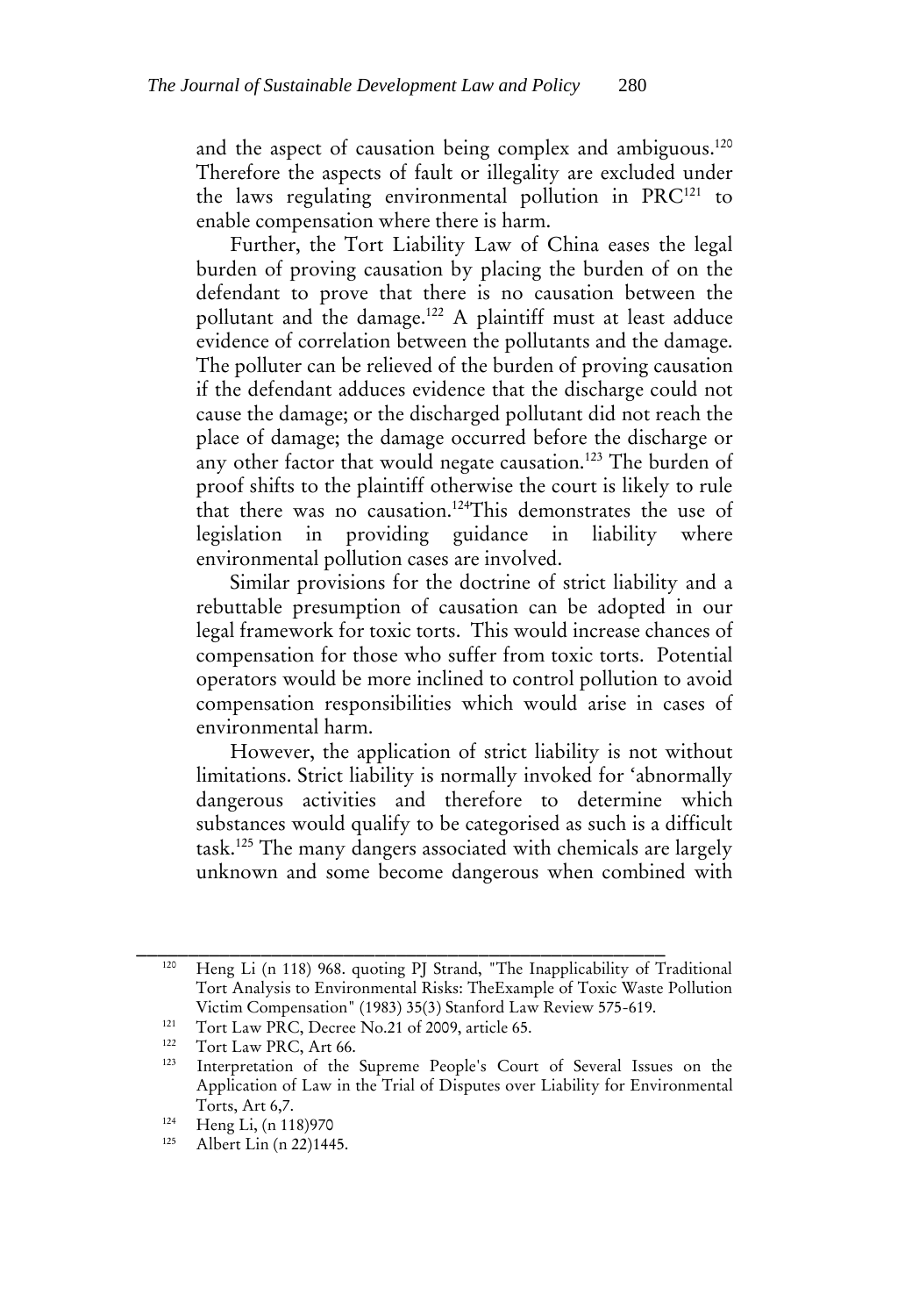and the aspect of causation being complex and ambiguous.[120] Therefore the aspects of fault or illegality are excluded under the laws regulating environmental pollution in PRC[121] to enable compensation where there is harm.

Further, the Tort Liability Law of China eases the legal burden of proving causation by placing the burden of on the defendant to prove that there is no causation between the pollutant and the damage.[122] A plaintiff must at least adduce evidence of correlation between the pollutants and the damage. The polluter can be relieved of the burden of proving causation if the defendant adduces evidence that the discharge could not cause the damage; or the discharged pollutant did not reach the place of damage; the damage occurred before the discharge or any other factor that would negate causation.[123] The burden of proof shifts to the plaintiff otherwise the court is likely to rule that there was no causation.[124]This demonstrates the use of legislation in providing guidance in liability where environmental pollution cases are involved.

Similar provisions for the doctrine of strict liability and a rebuttable presumption of causation can be adopted in our legal framework for toxic torts. This would increase chances of compensation for those who suffer from toxic torts. Potential operators would be more inclined to control pollution to avoid compensation responsibilities which would arise in cases of environmental harm.

However, the application of strict liability is not without limitations. Strict liability is normally invoked for 'abnormally dangerous activities and therefore to determine which substances would qualify to be categorised as such is a difficult task.[125] The many dangers associated with chemicals are largely unknown and some become dangerous when combined with

---

[120] Heng Li (n 118) 968. quoting PJ Strand, "The Inapplicability of Traditional Tort Analysis to Environmental Risks: TheExample of Toxic Waste Pollution Victim Compensation" (1983) 35(3) Stanford Law Review 575-619.

[121] Tort Law PRC, Decree No.21 of 2009, article 65.

[122] Tort Law PRC, Art 66.

[123] Interpretation of the Supreme People's Court of Several Issues on the Application of Law in the Trial of Disputes over Liability for Environmental Torts, Art 6,7.

[124] Heng Li, (n 118)970

[125] Albert Lin (n 22)1445.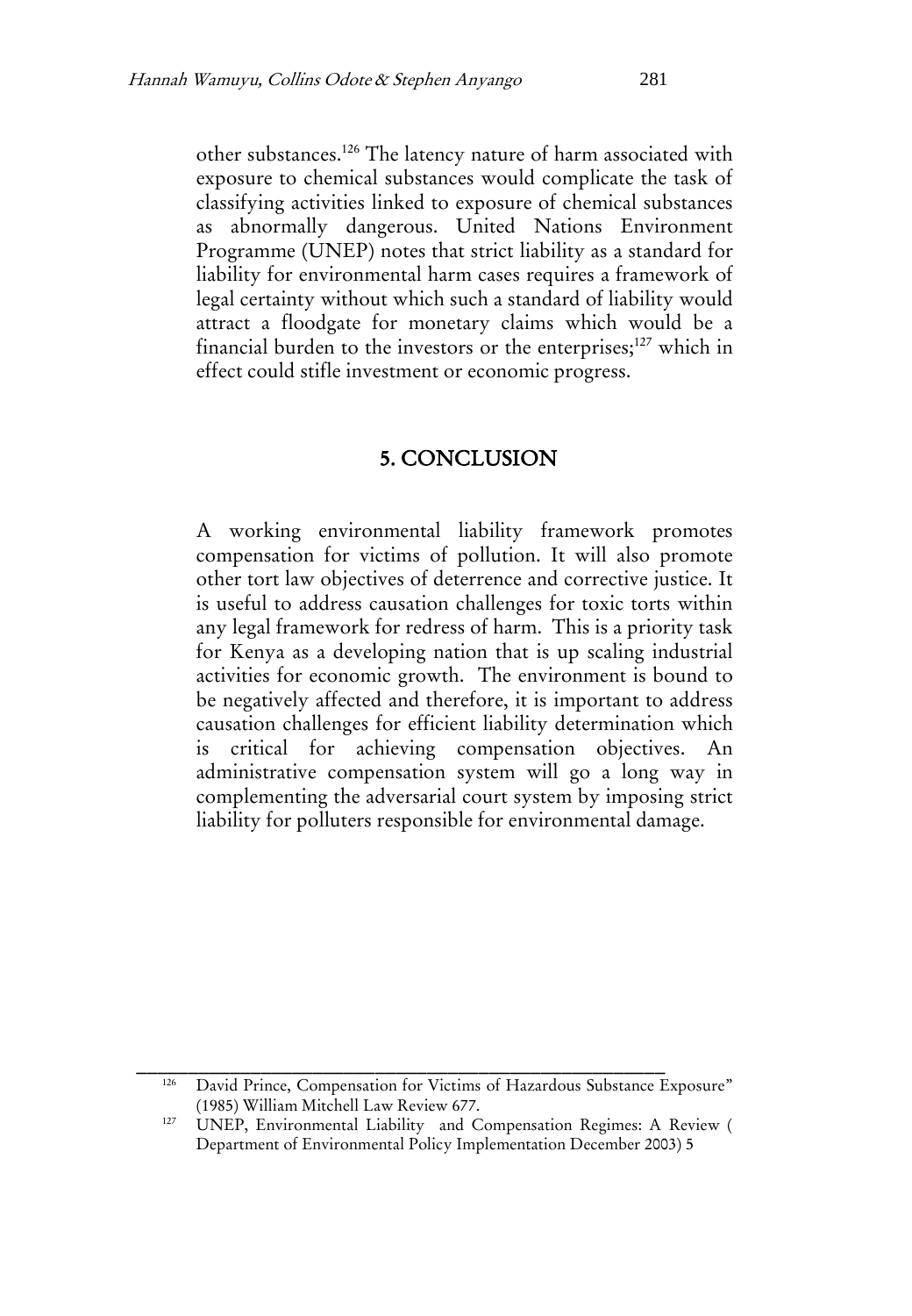other substances.[126] The latency nature of harm associated with exposure to chemical substances would complicate the task of classifying activities linked to exposure of chemical substances as abnormally dangerous. United Nations Environment Programme (UNEP) notes that strict liability as a standard for liability for environmental harm cases requires a framework of legal certainty without which such a standard of liability would attract a floodgate for monetary claims which would be a financial burden to the investors or the enterprises;[127] which in effect could stifle investment or economic progress.

## 5. CONCLUSION

A working environmental liability framework promotes compensation for victims of pollution. It will also promote other tort law objectives of deterrence and corrective justice. It is useful to address causation challenges for toxic torts within any legal framework for redress of harm. This is a priority task for Kenya as a developing nation that is up scaling industrial activities for economic growth. The environment is bound to be negatively affected and therefore, it is important to address causation challenges for efficient liability determination which is critical for achieving compensation objectives. An administrative compensation system will go a long way in complementing the adversarial court system by imposing strict liability for polluters responsible for environmental damage.

---

[126] David Prince, Compensation for Victims of Hazardous Substance Exposure" (1985) William Mitchell Law Review 677.

[127] UNEP, Environmental Liability and Compensation Regimes: A Review ( Department of Environmental Policy Implementation December 2003) 5